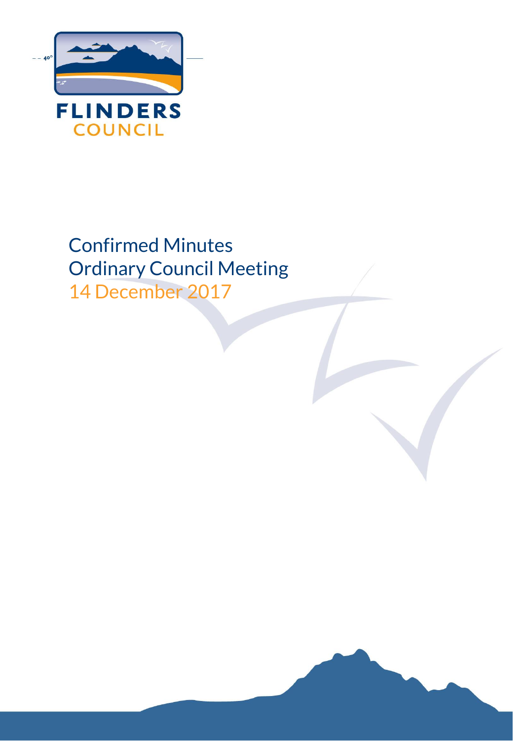FLINDERS
COUNCIL

# Confirmed Minutes
# Ordinary Council Meeting
# 14 December 2017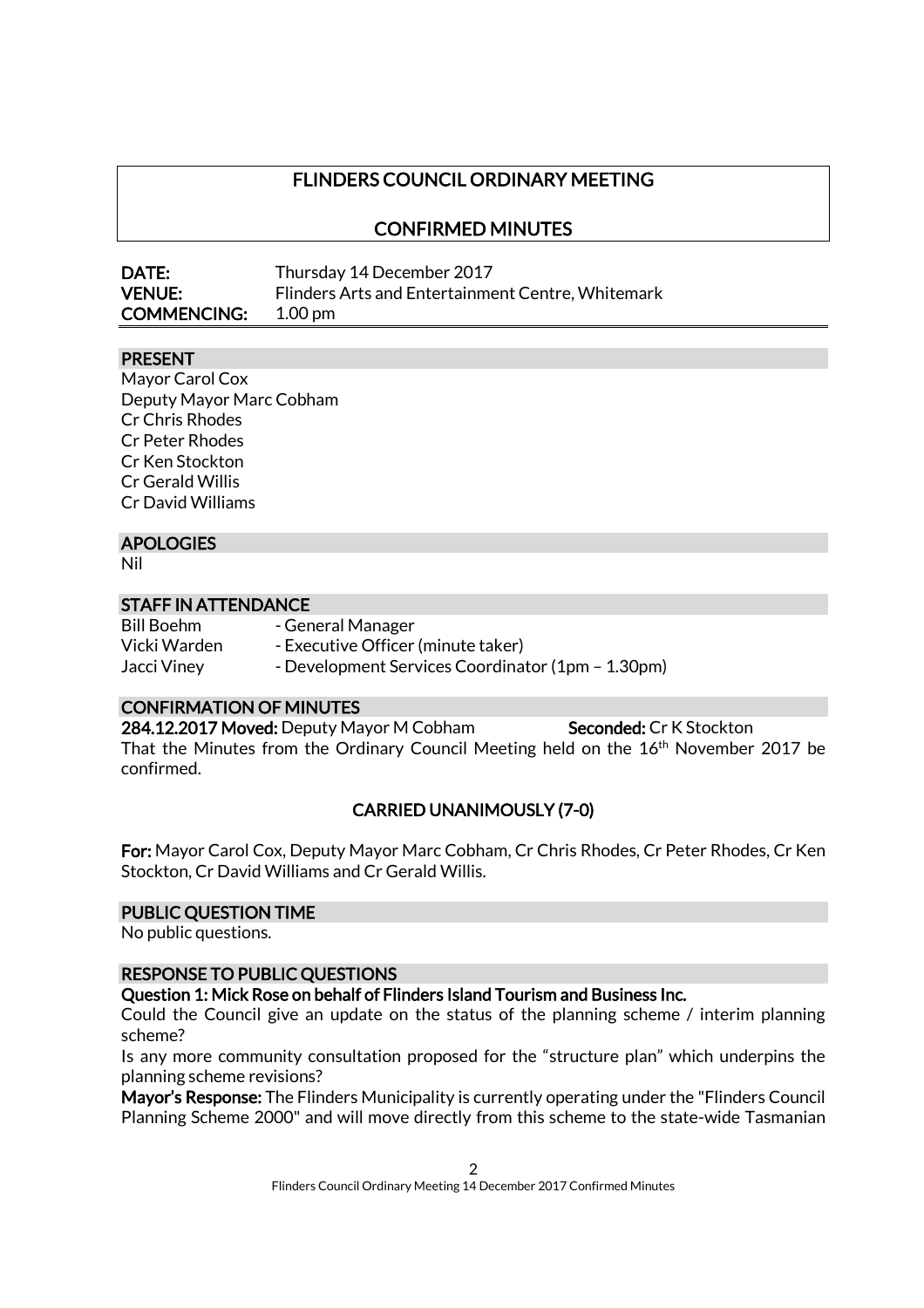# FLINDERS COUNCIL ORDINARY MEETING

## CONFIRMED MINUTES

**DATE:** Thursday 14 December 2017
**VENUE:** Flinders Arts and Entertainment Centre, Whitemark
**COMMENCING:** 1.00 pm

### PRESENT

Mayor Carol Cox
Deputy Mayor Marc Cobham
Cr Chris Rhodes
Cr Peter Rhodes
Cr Ken Stockton
Cr Gerald Willis
Cr David Williams

### APOLOGIES

Nil

### STAFF IN ATTENDANCE

| | |
|---|---|
| Bill Boehm | - General Manager |
| Vicki Warden | - Executive Officer (minute taker) |
| Jacci Viney | - Development Services Coordinator (1pm – 1.30pm) |

### CONFIRMATION OF MINUTES

**284.12.2017 Moved:** Deputy Mayor M Cobham **Seconded:** Cr K Stockton

That the Minutes from the Ordinary Council Meeting held on the 16th November 2017 be confirmed.

**CARRIED UNANIMOUSLY (7-0)**

**For:** Mayor Carol Cox, Deputy Mayor Marc Cobham, Cr Chris Rhodes, Cr Peter Rhodes, Cr Ken Stockton, Cr David Williams and Cr Gerald Willis.

### PUBLIC QUESTION TIME

No public questions.

### RESPONSE TO PUBLIC QUESTIONS

**Question 1: Mick Rose on behalf of Flinders Island Tourism and Business Inc.**

Could the Council give an update on the status of the planning scheme / interim planning scheme?

Is any more community consultation proposed for the "structure plan" which underpins the planning scheme revisions?

**Mayor's Response:** The Flinders Municipality is currently operating under the "Flinders Council Planning Scheme 2000" and will move directly from this scheme to the state-wide Tasmanian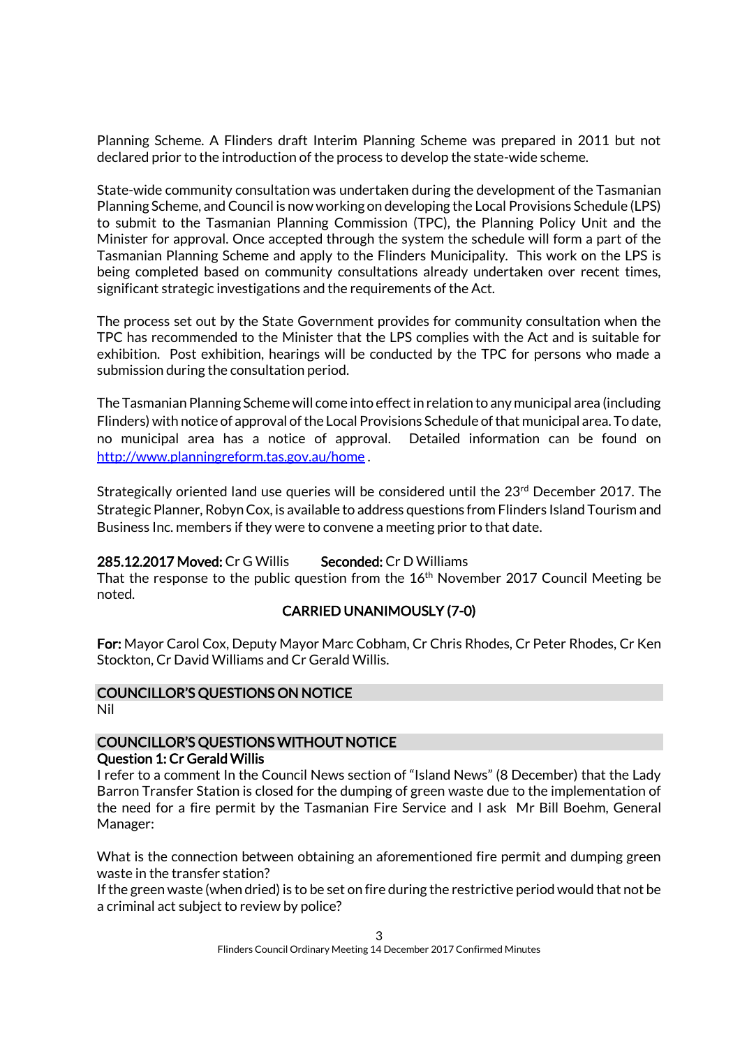Planning Scheme. A Flinders draft Interim Planning Scheme was prepared in 2011 but not declared prior to the introduction of the process to develop the state-wide scheme.

State-wide community consultation was undertaken during the development of the Tasmanian Planning Scheme, and Council is now working on developing the Local Provisions Schedule (LPS) to submit to the Tasmanian Planning Commission (TPC), the Planning Policy Unit and the Minister for approval. Once accepted through the system the schedule will form a part of the Tasmanian Planning Scheme and apply to the Flinders Municipality. This work on the LPS is being completed based on community consultations already undertaken over recent times, significant strategic investigations and the requirements of the Act.

The process set out by the State Government provides for community consultation when the TPC has recommended to the Minister that the LPS complies with the Act and is suitable for exhibition. Post exhibition, hearings will be conducted by the TPC for persons who made a submission during the consultation period.

The Tasmanian Planning Scheme will come into effect in relation to any municipal area (including Flinders) with notice of approval of the Local Provisions Schedule of that municipal area. To date, no municipal area has a notice of approval. Detailed information can be found on http://www.planningreform.tas.gov.au/home .

Strategically oriented land use queries will be considered until the 23rd December 2017. The Strategic Planner, Robyn Cox, is available to address questions from Flinders Island Tourism and Business Inc. members if they were to convene a meeting prior to that date.

**285.12.2017 Moved:** Cr G Willis **Seconded:** Cr D Williams
That the response to the public question from the 16th November 2017 Council Meeting be noted.

**CARRIED UNANIMOUSLY (7-0)**

**For:** Mayor Carol Cox, Deputy Mayor Marc Cobham, Cr Chris Rhodes, Cr Peter Rhodes, Cr Ken Stockton, Cr David Williams and Cr Gerald Willis.

## COUNCILLOR'S QUESTIONS ON NOTICE

Nil

## COUNCILLOR'S QUESTIONS WITHOUT NOTICE

**Question 1: Cr Gerald Willis**

I refer to a comment In the Council News section of "Island News" (8 December) that the Lady Barron Transfer Station is closed for the dumping of green waste due to the implementation of the need for a fire permit by the Tasmanian Fire Service and I ask Mr Bill Boehm, General Manager:

What is the connection between obtaining an aforementioned fire permit and dumping green waste in the transfer station?

If the green waste (when dried) is to be set on fire during the restrictive period would that not be a criminal act subject to review by police?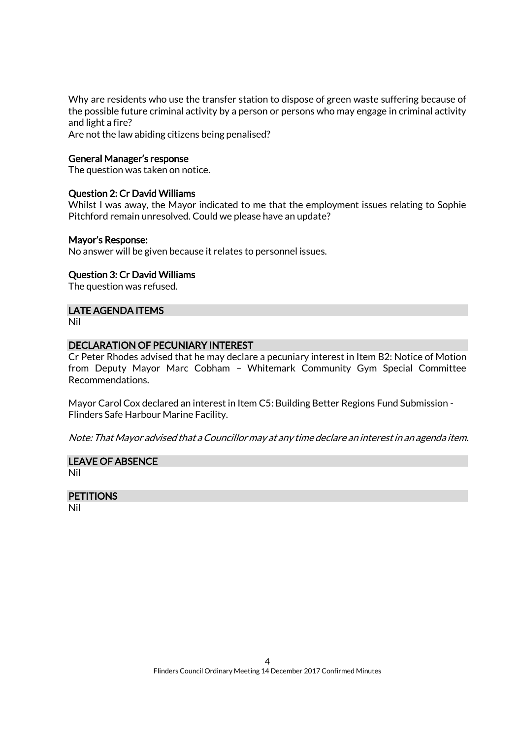Why are residents who use the transfer station to dispose of green waste suffering because of the possible future criminal activity by a person or persons who may engage in criminal activity and light a fire?
Are not the law abiding citizens being penalised?

**General Manager's response**
The question was taken on notice.

**Question 2: Cr David Williams**
Whilst I was away, the Mayor indicated to me that the employment issues relating to Sophie Pitchford remain unresolved. Could we please have an update?

**Mayor's Response:**
No answer will be given because it relates to personnel issues.

**Question 3: Cr David Williams**
The question was refused.

## LATE AGENDA ITEMS

Nil

## DECLARATION OF PECUNIARY INTEREST

Cr Peter Rhodes advised that he may declare a pecuniary interest in Item B2: Notice of Motion from Deputy Mayor Marc Cobham – Whitemark Community Gym Special Committee Recommendations.

Mayor Carol Cox declared an interest in Item C5: Building Better Regions Fund Submission - Flinders Safe Harbour Marine Facility.

*Note: That Mayor advised that a Councillor may at any time declare an interest in an agenda item.*

## LEAVE OF ABSENCE

Nil

## PETITIONS

Nil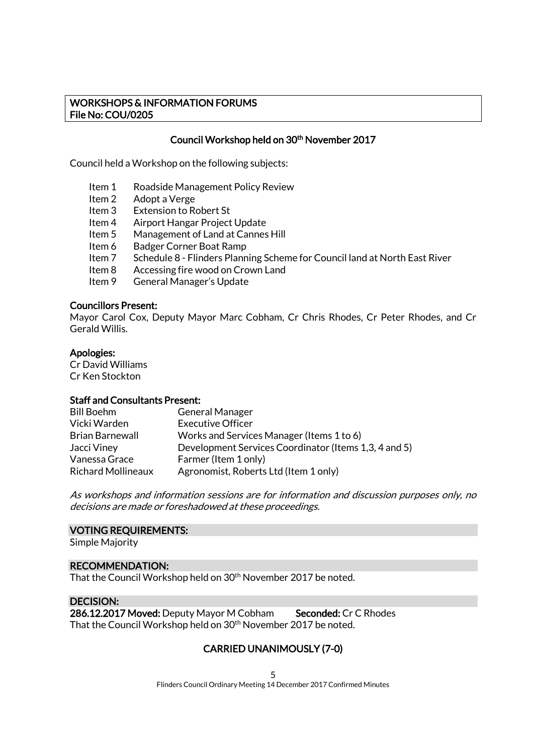**WORKSHOPS & INFORMATION FORUMS**
**File No: COU/0205**

**Council Workshop held on 30th November 2017**

Council held a Workshop on the following subjects:

- Item 1 Roadside Management Policy Review
- Item 2 Adopt a Verge
- Item 3 Extension to Robert St
- Item 4 Airport Hangar Project Update
- Item 5 Management of Land at Cannes Hill
- Item 6 Badger Corner Boat Ramp
- Item 7 Schedule 8 - Flinders Planning Scheme for Council land at North East River
- Item 8 Accessing fire wood on Crown Land
- Item 9 General Manager's Update

**Councillors Present:**
Mayor Carol Cox, Deputy Mayor Marc Cobham, Cr Chris Rhodes, Cr Peter Rhodes, and Cr Gerald Willis.

**Apologies:**
Cr David Williams
Cr Ken Stockton

**Staff and Consultants Present:**

| | |
|---|---|
| Bill Boehm | General Manager |
| Vicki Warden | Executive Officer |
| Brian Barnewall | Works and Services Manager (Items 1 to 6) |
| Jacci Viney | Development Services Coordinator (Items 1,3, 4 and 5) |
| Vanessa Grace | Farmer (Item 1 only) |
| Richard Mollineaux | Agronomist, Roberts Ltd (Item 1 only) |

*As workshops and information sessions are for information and discussion purposes only, no decisions are made or foreshadowed at these proceedings.*

**VOTING REQUIREMENTS:**
Simple Majority

**RECOMMENDATION:**
That the Council Workshop held on 30th November 2017 be noted.

**DECISION:**
**286.12.2017 Moved:** Deputy Mayor M Cobham **Seconded:** Cr C Rhodes
That the Council Workshop held on 30th November 2017 be noted.

**CARRIED UNANIMOUSLY (7-0)**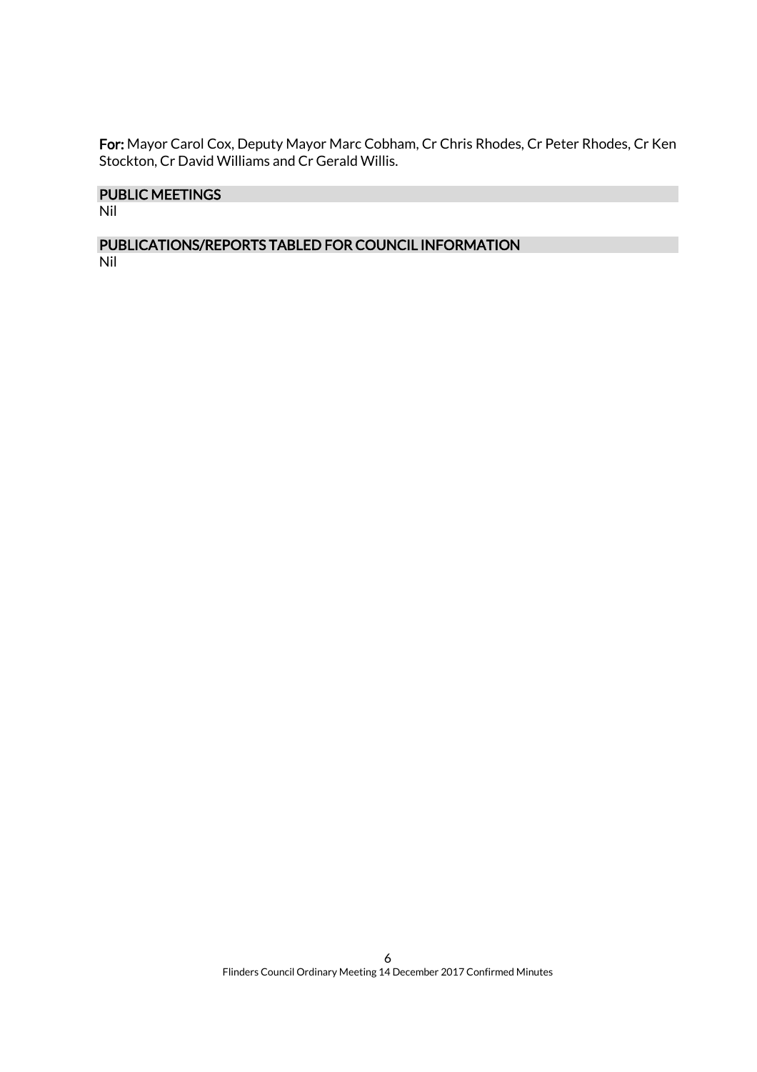**For:** Mayor Carol Cox, Deputy Mayor Marc Cobham, Cr Chris Rhodes, Cr Peter Rhodes, Cr Ken Stockton, Cr David Williams and Cr Gerald Willis.

## PUBLIC MEETINGS

Nil

## PUBLICATIONS/REPORTS TABLED FOR COUNCIL INFORMATION

Nil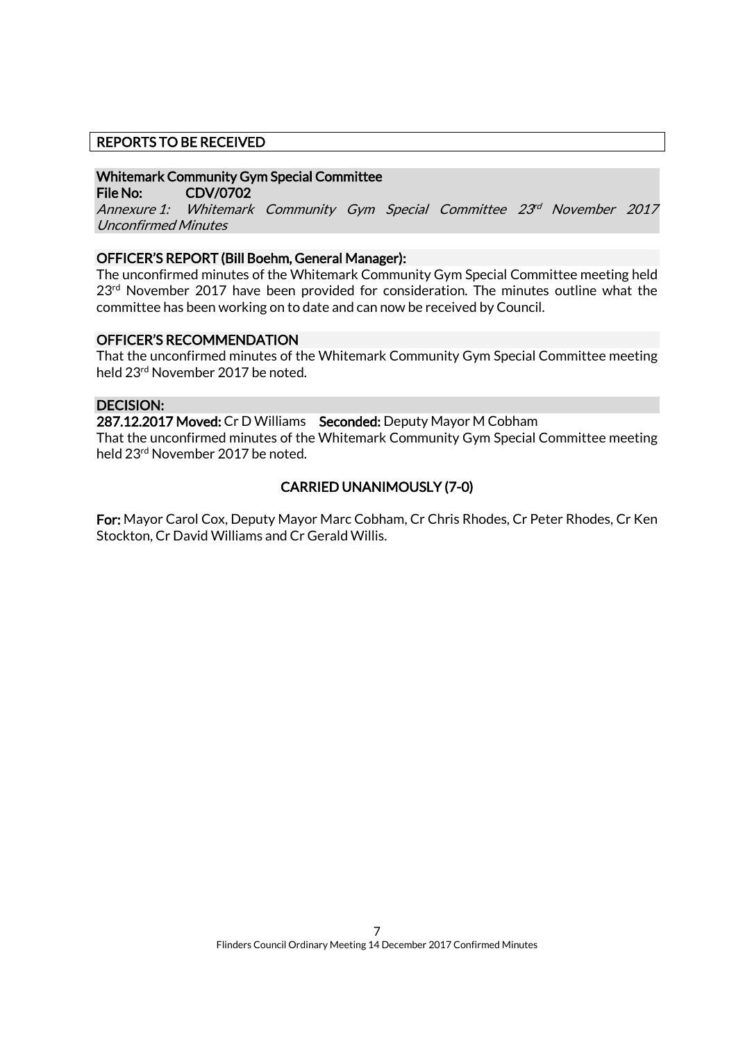## REPORTS TO BE RECEIVED

### Whitemark Community Gym Special Committee

**File No: CDV/0702**

*Annexure 1: Whitemark Community Gym Special Committee 23rd November 2017 Unconfirmed Minutes*

**OFFICER'S REPORT (Bill Boehm, General Manager):**

The unconfirmed minutes of the Whitemark Community Gym Special Committee meeting held 23rd November 2017 have been provided for consideration. The minutes outline what the committee has been working on to date and can now be received by Council.

**OFFICER'S RECOMMENDATION**

That the unconfirmed minutes of the Whitemark Community Gym Special Committee meeting held 23rd November 2017 be noted.

**DECISION:**

**287.12.2017 Moved:** Cr D Williams **Seconded:** Deputy Mayor M Cobham

That the unconfirmed minutes of the Whitemark Community Gym Special Committee meeting held 23rd November 2017 be noted.

**CARRIED UNANIMOUSLY (7-0)**

**For:** Mayor Carol Cox, Deputy Mayor Marc Cobham, Cr Chris Rhodes, Cr Peter Rhodes, Cr Ken Stockton, Cr David Williams and Cr Gerald Willis.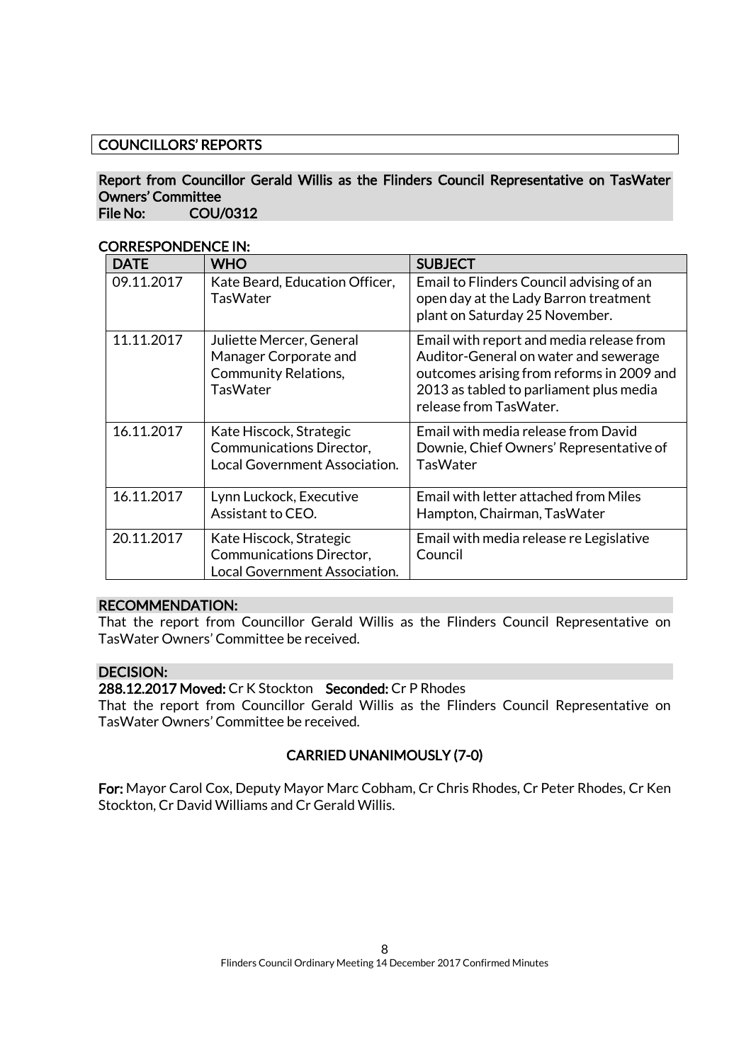## COUNCILLORS' REPORTS

### Report from Councillor Gerald Willis as the Flinders Council Representative on TasWater Owners' Committee

**File No: COU/0312**

**CORRESPONDENCE IN:**

| DATE | WHO | SUBJECT |
|---|---|---|
| 09.11.2017 | Kate Beard, Education Officer, TasWater | Email to Flinders Council advising of an open day at the Lady Barron treatment plant on Saturday 25 November. |
| 11.11.2017 | Juliette Mercer, General Manager Corporate and Community Relations, TasWater | Email with report and media release from Auditor-General on water and sewerage outcomes arising from reforms in 2009 and 2013 as tabled to parliament plus media release from TasWater. |
| 16.11.2017 | Kate Hiscock, Strategic Communications Director, Local Government Association. | Email with media release from David Downie, Chief Owners' Representative of TasWater |
| 16.11.2017 | Lynn Luckock, Executive Assistant to CEO. | Email with letter attached from Miles Hampton, Chairman, TasWater |
| 20.11.2017 | Kate Hiscock, Strategic Communications Director, Local Government Association. | Email with media release re Legislative Council |

**RECOMMENDATION:**

That the report from Councillor Gerald Willis as the Flinders Council Representative on TasWater Owners' Committee be received.

**DECISION:**

**288.12.2017 Moved:** Cr K Stockton **Seconded:** Cr P Rhodes

That the report from Councillor Gerald Willis as the Flinders Council Representative on TasWater Owners' Committee be received.

**CARRIED UNANIMOUSLY (7-0)**

**For:** Mayor Carol Cox, Deputy Mayor Marc Cobham, Cr Chris Rhodes, Cr Peter Rhodes, Cr Ken Stockton, Cr David Williams and Cr Gerald Willis.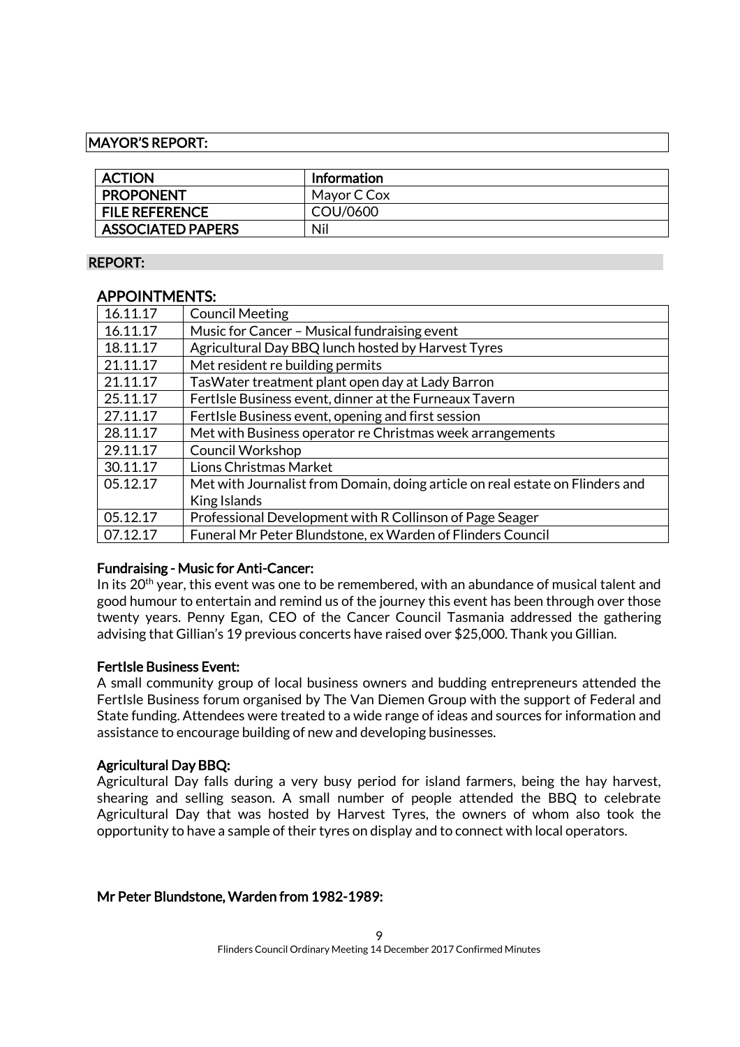## MAYOR'S REPORT:

| ACTION | Information |
|---|---|
| PROPONENT | Mayor C Cox |
| FILE REFERENCE | COU/0600 |
| ASSOCIATED PAPERS | Nil |

### REPORT:

### APPOINTMENTS:

| Date | Appointment |
|---|---|
| 16.11.17 | Council Meeting |
| 16.11.17 | Music for Cancer – Musical fundraising event |
| 18.11.17 | Agricultural Day BBQ lunch hosted by Harvest Tyres |
| 21.11.17 | Met resident re building permits |
| 21.11.17 | TasWater treatment plant open day at Lady Barron |
| 25.11.17 | FertIsle Business event, dinner at the Furneaux Tavern |
| 27.11.17 | FertIsle Business event, opening and first session |
| 28.11.17 | Met with Business operator re Christmas week arrangements |
| 29.11.17 | Council Workshop |
| 30.11.17 | Lions Christmas Market |
| 05.12.17 | Met with Journalist from Domain, doing article on real estate on Flinders and King Islands |
| 05.12.17 | Professional Development with R Collinson of Page Seager |
| 07.12.17 | Funeral Mr Peter Blundstone, ex Warden of Flinders Council |

**Fundraising - Music for Anti-Cancer:**
In its 20th year, this event was one to be remembered, with an abundance of musical talent and good humour to entertain and remind us of the journey this event has been through over those twenty years. Penny Egan, CEO of the Cancer Council Tasmania addressed the gathering advising that Gillian's 19 previous concerts have raised over $25,000. Thank you Gillian.

**FertIsle Business Event:**
A small community group of local business owners and budding entrepreneurs attended the FertIsle Business forum organised by The Van Diemen Group with the support of Federal and State funding. Attendees were treated to a wide range of ideas and sources for information and assistance to encourage building of new and developing businesses.

**Agricultural Day BBQ:**
Agricultural Day falls during a very busy period for island farmers, being the hay harvest, shearing and selling season. A small number of people attended the BBQ to celebrate Agricultural Day that was hosted by Harvest Tyres, the owners of whom also took the opportunity to have a sample of their tyres on display and to connect with local operators.

**Mr Peter Blundstone, Warden from 1982-1989:**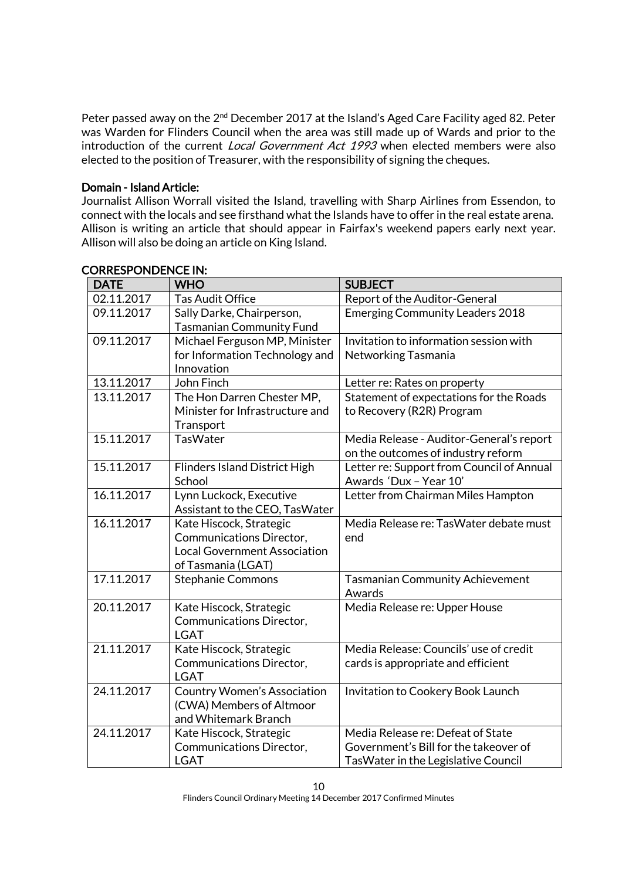Peter passed away on the 2nd December 2017 at the Island's Aged Care Facility aged 82. Peter was Warden for Flinders Council when the area was still made up of Wards and prior to the introduction of the current *Local Government Act 1993* when elected members were also elected to the position of Treasurer, with the responsibility of signing the cheques.

**Domain - Island Article:**

Journalist Allison Worrall visited the Island, travelling with Sharp Airlines from Essendon, to connect with the locals and see firsthand what the Islands have to offer in the real estate arena. Allison is writing an article that should appear in Fairfax's weekend papers early next year. Allison will also be doing an article on King Island.

**CORRESPONDENCE IN:**

| DATE | WHO | SUBJECT |
|---|---|---|
| 02.11.2017 | Tas Audit Office | Report of the Auditor-General |
| 09.11.2017 | Sally Darke, Chairperson, Tasmanian Community Fund | Emerging Community Leaders 2018 |
| 09.11.2017 | Michael Ferguson MP, Minister for Information Technology and Innovation | Invitation to information session with Networking Tasmania |
| 13.11.2017 | John Finch | Letter re: Rates on property |
| 13.11.2017 | The Hon Darren Chester MP, Minister for Infrastructure and Transport | Statement of expectations for the Roads to Recovery (R2R) Program |
| 15.11.2017 | TasWater | Media Release - Auditor-General's report on the outcomes of industry reform |
| 15.11.2017 | Flinders Island District High School | Letter re: Support from Council of Annual Awards 'Dux – Year 10' |
| 16.11.2017 | Lynn Luckock, Executive Assistant to the CEO, TasWater | Letter from Chairman Miles Hampton |
| 16.11.2017 | Kate Hiscock, Strategic Communications Director, Local Government Association of Tasmania (LGAT) | Media Release re: TasWater debate must end |
| 17.11.2017 | Stephanie Commons | Tasmanian Community Achievement Awards |
| 20.11.2017 | Kate Hiscock, Strategic Communications Director, LGAT | Media Release re: Upper House |
| 21.11.2017 | Kate Hiscock, Strategic Communications Director, LGAT | Media Release: Councils' use of credit cards is appropriate and efficient |
| 24.11.2017 | Country Women's Association (CWA) Members of Altmoor and Whitemark Branch | Invitation to Cookery Book Launch |
| 24.11.2017 | Kate Hiscock, Strategic Communications Director, LGAT | Media Release re: Defeat of State Government's Bill for the takeover of TasWater in the Legislative Council |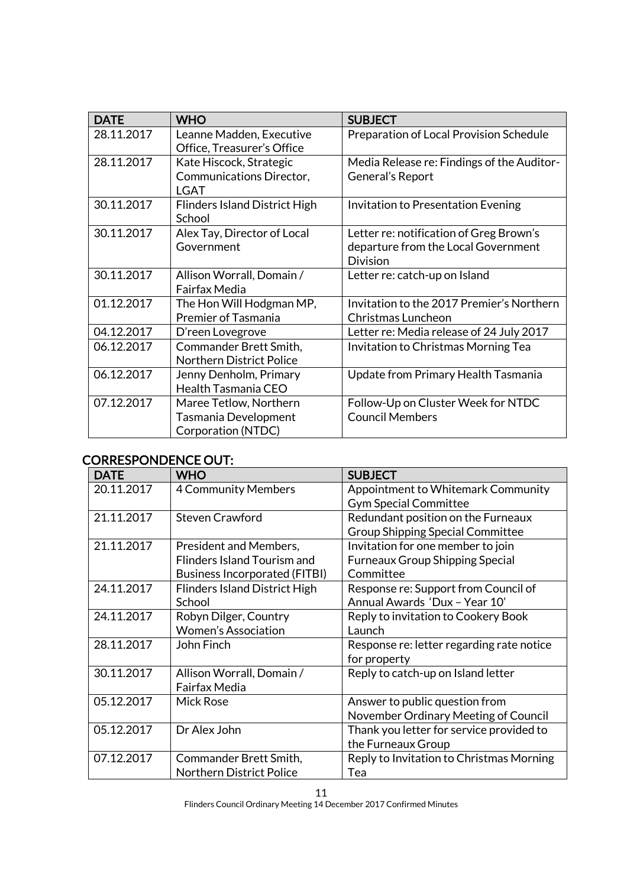| DATE | WHO | SUBJECT |
|---|---|---|
| 28.11.2017 | Leanne Madden, Executive Office, Treasurer's Office | Preparation of Local Provision Schedule |
| 28.11.2017 | Kate Hiscock, Strategic Communications Director, LGAT | Media Release re: Findings of the Auditor-General's Report |
| 30.11.2017 | Flinders Island District High School | Invitation to Presentation Evening |
| 30.11.2017 | Alex Tay, Director of Local Government | Letter re: notification of Greg Brown's departure from the Local Government Division |
| 30.11.2017 | Allison Worrall, Domain / Fairfax Media | Letter re: catch-up on Island |
| 01.12.2017 | The Hon Will Hodgman MP, Premier of Tasmania | Invitation to the 2017 Premier's Northern Christmas Luncheon |
| 04.12.2017 | D'reen Lovegrove | Letter re: Media release of 24 July 2017 |
| 06.12.2017 | Commander Brett Smith, Northern District Police | Invitation to Christmas Morning Tea |
| 06.12.2017 | Jenny Denholm, Primary Health Tasmania CEO | Update from Primary Health Tasmania |
| 07.12.2017 | Maree Tetlow, Northern Tasmania Development Corporation (NTDC) | Follow-Up on Cluster Week for NTDC Council Members |

## CORRESPONDENCE OUT:

| DATE | WHO | SUBJECT |
|---|---|---|
| 20.11.2017 | 4 Community Members | Appointment to Whitemark Community Gym Special Committee |
| 21.11.2017 | Steven Crawford | Redundant position on the Furneaux Group Shipping Special Committee |
| 21.11.2017 | President and Members, Flinders Island Tourism and Business Incorporated (FITBI) | Invitation for one member to join Furneaux Group Shipping Special Committee |
| 24.11.2017 | Flinders Island District High School | Response re: Support from Council of Annual Awards 'Dux – Year 10' |
| 24.11.2017 | Robyn Dilger, Country Women's Association | Reply to invitation to Cookery Book Launch |
| 28.11.2017 | John Finch | Response re: letter regarding rate notice for property |
| 30.11.2017 | Allison Worrall, Domain / Fairfax Media | Reply to catch-up on Island letter |
| 05.12.2017 | Mick Rose | Answer to public question from November Ordinary Meeting of Council |
| 05.12.2017 | Dr Alex John | Thank you letter for service provided to the Furneaux Group |
| 07.12.2017 | Commander Brett Smith, Northern District Police | Reply to Invitation to Christmas Morning Tea |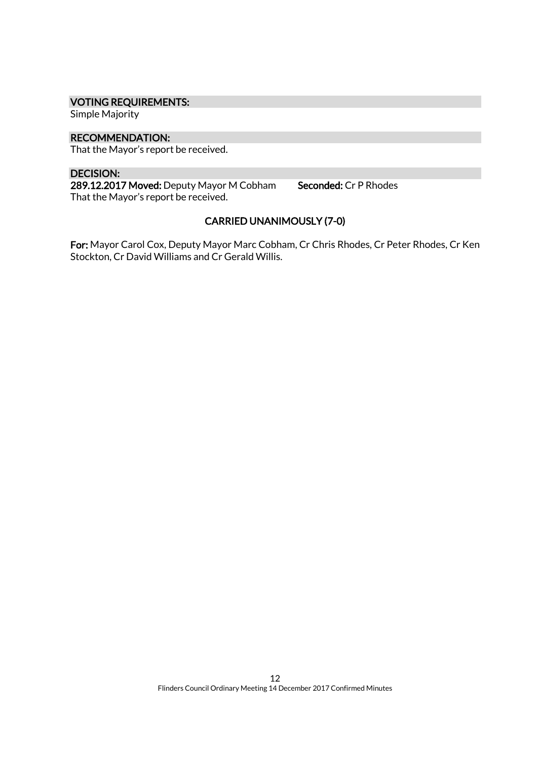**VOTING REQUIREMENTS:**
Simple Majority

**RECOMMENDATION:**
That the Mayor's report be received.

**DECISION:**
**289.12.2017 Moved:** Deputy Mayor M Cobham **Seconded:** Cr P Rhodes
That the Mayor's report be received.

**CARRIED UNANIMOUSLY (7-0)**

**For:** Mayor Carol Cox, Deputy Mayor Marc Cobham, Cr Chris Rhodes, Cr Peter Rhodes, Cr Ken Stockton, Cr David Williams and Cr Gerald Willis.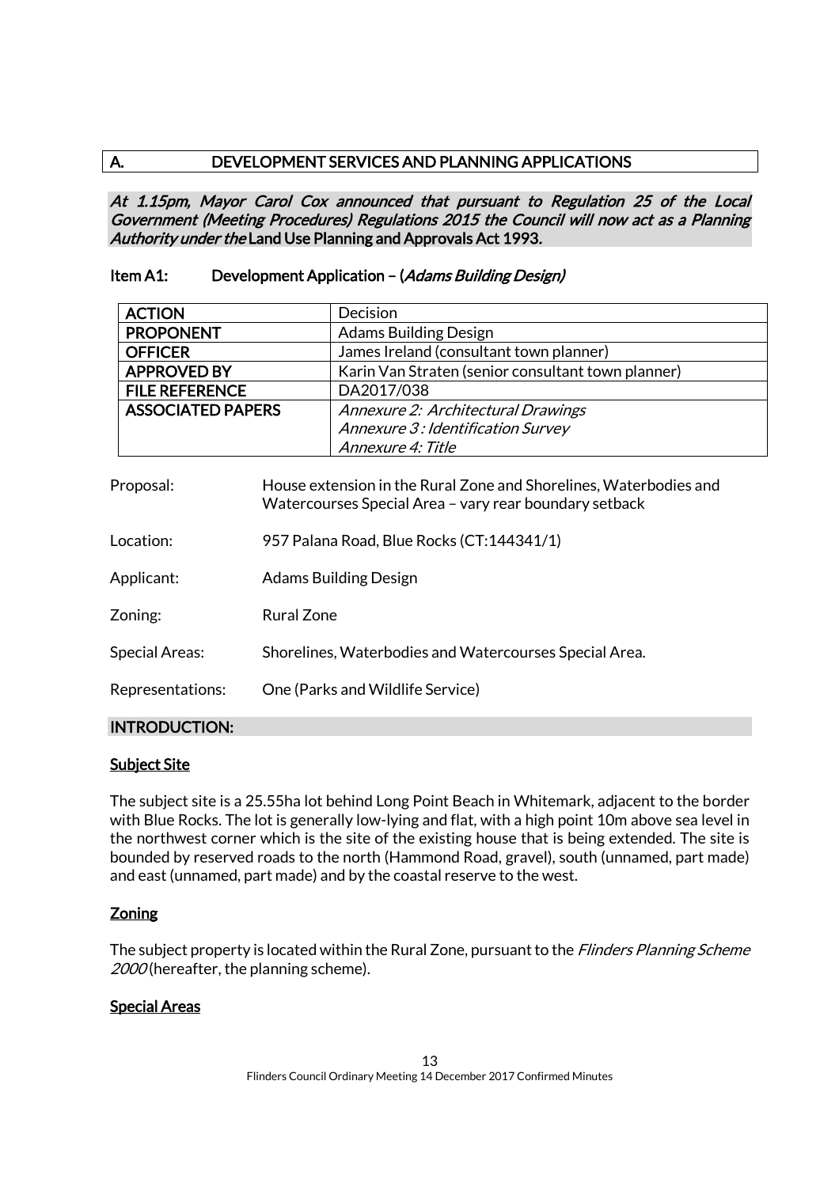## A. DEVELOPMENT SERVICES AND PLANNING APPLICATIONS

*At 1.15pm, Mayor Carol Cox announced that pursuant to Regulation 25 of the Local Government (Meeting Procedures) Regulations 2015 the Council will now act as a Planning Authority under the* **Land Use Planning and Approvals Act 1993.**

### Item A1: Development Application – (*Adams Building Design)*

| | |
|---|---|
| **ACTION** | Decision |
| **PROPONENT** | Adams Building Design |
| **OFFICER** | James Ireland (consultant town planner) |
| **APPROVED BY** | Karin Van Straten (senior consultant town planner) |
| **FILE REFERENCE** | DA2017/038 |
| **ASSOCIATED PAPERS** | *Annexure 2: Architectural Drawings*<br>*Annexure 3 : Identification Survey*<br>*Annexure 4: Title* |

| | |
|---|---|
| Proposal: | House extension in the Rural Zone and Shorelines, Waterbodies and Watercourses Special Area – vary rear boundary setback |
| Location: | 957 Palana Road, Blue Rocks (CT:144341/1) |
| Applicant: | Adams Building Design |
| Zoning: | Rural Zone |
| Special Areas: | Shorelines, Waterbodies and Watercourses Special Area. |
| Representations: | One (Parks and Wildlife Service) |

#### INTRODUCTION:

**Subject Site**

The subject site is a 25.55ha lot behind Long Point Beach in Whitemark, adjacent to the border with Blue Rocks. The lot is generally low-lying and flat, with a high point 10m above sea level in the northwest corner which is the site of the existing house that is being extended. The site is bounded by reserved roads to the north (Hammond Road, gravel), south (unnamed, part made) and east (unnamed, part made) and by the coastal reserve to the west.

**Zoning**

The subject property is located within the Rural Zone, pursuant to the *Flinders Planning Scheme 2000* (hereafter, the planning scheme).

**Special Areas**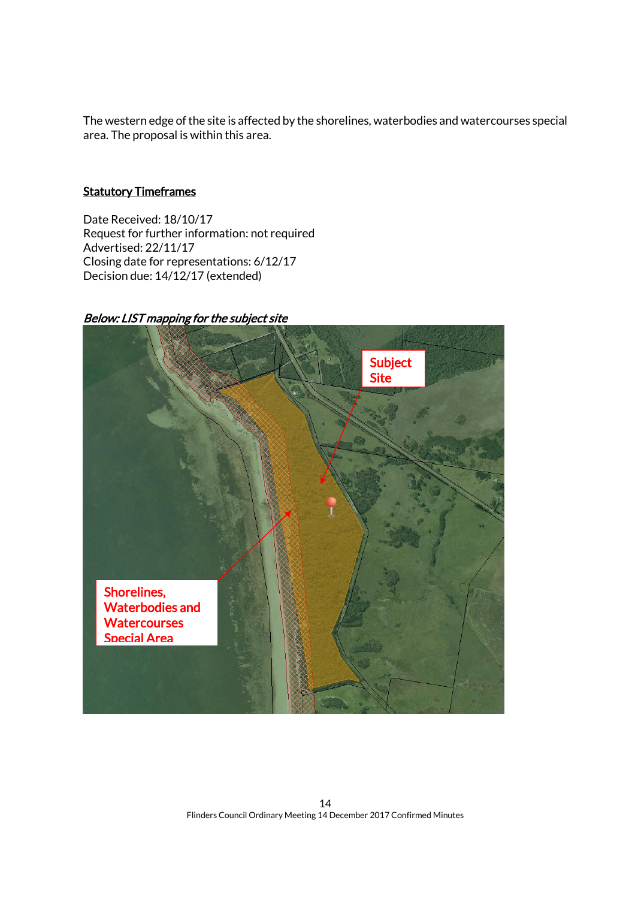The western edge of the site is affected by the shorelines, waterbodies and watercourses special area. The proposal is within this area.

**Statutory Timeframes**

Date Received: 18/10/17
Request for further information: not required
Advertised: 22/11/17
Closing date for representations: 6/12/17
Decision due: 14/12/17 (extended)

***Below: LIST mapping for the subject site***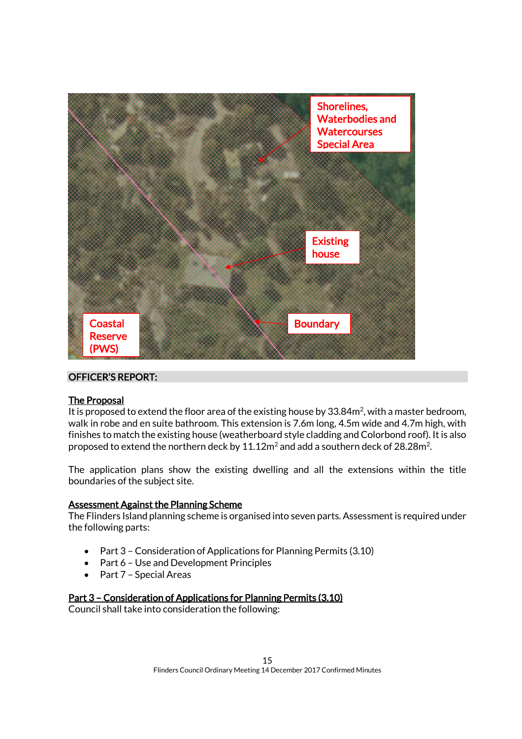## OFFICER'S REPORT:

**The Proposal**

It is proposed to extend the floor area of the existing house by 33.84m$^2$, with a master bedroom, walk in robe and en suite bathroom. This extension is 7.6m long, 4.5m wide and 4.7m high, with finishes to match the existing house (weatherboard style cladding and Colorbond roof). It is also proposed to extend the northern deck by 11.12m$^2$ and add a southern deck of 28.28m$^2$.

The application plans show the existing dwelling and all the extensions within the title boundaries of the subject site.

**Assessment Against the Planning Scheme**

The Flinders Island planning scheme is organised into seven parts. Assessment is required under the following parts:

- Part 3 – Consideration of Applications for Planning Permits (3.10)
- Part 6 – Use and Development Principles
- Part 7 – Special Areas

**Part 3 – Consideration of Applications for Planning Permits (3.10)**

Council shall take into consideration the following: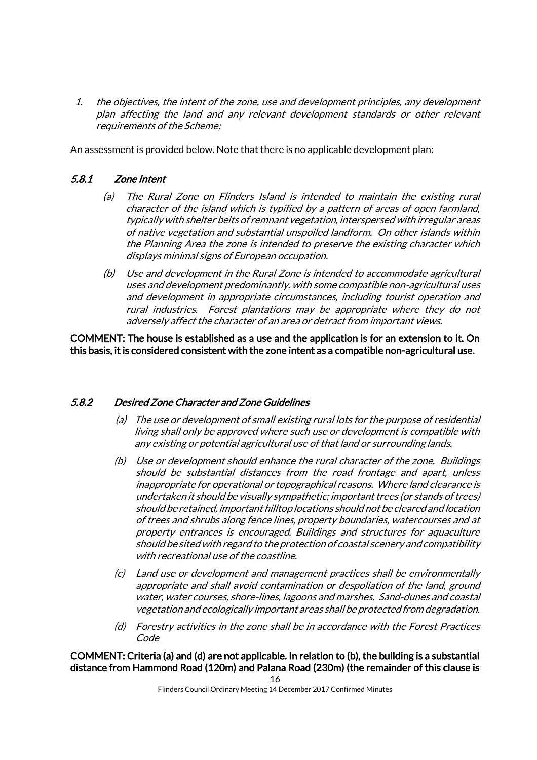1. *the objectives, the intent of the zone, use and development principles, any development plan affecting the land and any relevant development standards or other relevant requirements of the Scheme;*

An assessment is provided below. Note that there is no applicable development plan:

### *5.8.1 Zone Intent*

*(a) The Rural Zone on Flinders Island is intended to maintain the existing rural character of the island which is typified by a pattern of areas of open farmland, typically with shelter belts of remnant vegetation, interspersed with irregular areas of native vegetation and substantial unspoiled landform. On other islands within the Planning Area the zone is intended to preserve the existing character which displays minimal signs of European occupation.*

*(b) Use and development in the Rural Zone is intended to accommodate agricultural uses and development predominantly, with some compatible non-agricultural uses and development in appropriate circumstances, including tourist operation and rural industries. Forest plantations may be appropriate where they do not adversely affect the character of an area or detract from important views.*

**COMMENT: The house is established as a use and the application is for an extension to it. On this basis, it is considered consistent with the zone intent as a compatible non-agricultural use.**

### *5.8.2 Desired Zone Character and Zone Guidelines*

*(a) The use or development of small existing rural lots for the purpose of residential living shall only be approved where such use or development is compatible with any existing or potential agricultural use of that land or surrounding lands.*

*(b) Use or development should enhance the rural character of the zone. Buildings should be substantial distances from the road frontage and apart, unless inappropriate for operational or topographical reasons. Where land clearance is undertaken it should be visually sympathetic; important trees (or stands of trees) should be retained, important hilltop locations should not be cleared and location of trees and shrubs along fence lines, property boundaries, watercourses and at property entrances is encouraged. Buildings and structures for aquaculture should be sited with regard to the protection of coastal scenery and compatibility with recreational use of the coastline.*

*(c) Land use or development and management practices shall be environmentally appropriate and shall avoid contamination or despoliation of the land, ground water, water courses, shore-lines, lagoons and marshes. Sand-dunes and coastal vegetation and ecologically important areas shall be protected from degradation.*

*(d) Forestry activities in the zone shall be in accordance with the Forest Practices Code*

**COMMENT: Criteria (a) and (d) are not applicable. In relation to (b), the building is a substantial distance from Hammond Road (120m) and Palana Road (230m) (the remainder of this clause is**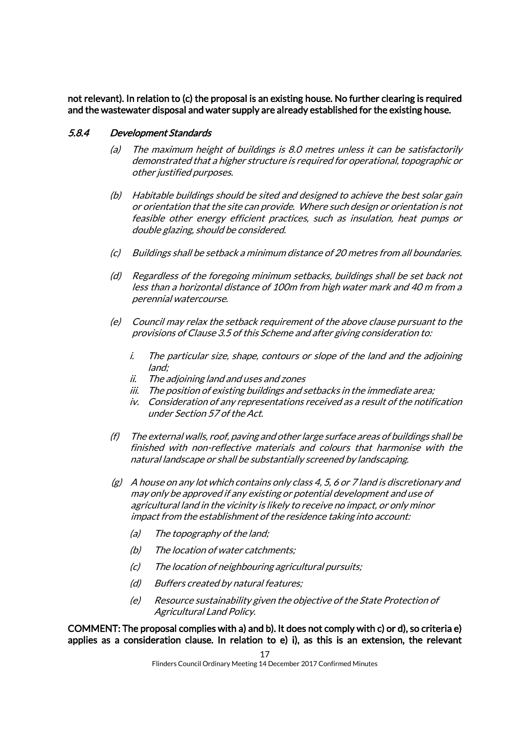**not relevant). In relation to (c) the proposal is an existing house. No further clearing is required and the wastewater disposal and water supply are already established for the existing house.**

### *5.8.4 Development Standards*

*(a) The maximum height of buildings is 8.0 metres unless it can be satisfactorily demonstrated that a higher structure is required for operational, topographic or other justified purposes.*

*(b) Habitable buildings should be sited and designed to achieve the best solar gain or orientation that the site can provide. Where such design or orientation is not feasible other energy efficient practices, such as insulation, heat pumps or double glazing, should be considered.*

*(c) Buildings shall be setback a minimum distance of 20 metres from all boundaries.*

*(d) Regardless of the foregoing minimum setbacks, buildings shall be set back not less than a horizontal distance of 100m from high water mark and 40 m from a perennial watercourse.*

*(e) Council may relax the setback requirement of the above clause pursuant to the provisions of Clause 3.5 of this Scheme and after giving consideration to:*

*i. The particular size, shape, contours or slope of the land and the adjoining land;*
*ii. The adjoining land and uses and zones*
*iii. The position of existing buildings and setbacks in the immediate area;*
*iv. Consideration of any representations received as a result of the notification under Section 57 of the Act.*

*(f) The external walls, roof, paving and other large surface areas of buildings shall be finished with non-reflective materials and colours that harmonise with the natural landscape or shall be substantially screened by landscaping.*

*(g) A house on any lot which contains only class 4, 5, 6 or 7 land is discretionary and may only be approved if any existing or potential development and use of agricultural land in the vicinity is likely to receive no impact, or only minor impact from the establishment of the residence taking into account:*

*(a) The topography of the land;*

*(b) The location of water catchments;*

*(c) The location of neighbouring agricultural pursuits;*

*(d) Buffers created by natural features;*

*(e) Resource sustainability given the objective of the State Protection of Agricultural Land Policy.*

**COMMENT: The proposal complies with a) and b). It does not comply with c) or d), so criteria e) applies as a consideration clause. In relation to e) i), as this is an extension, the relevant**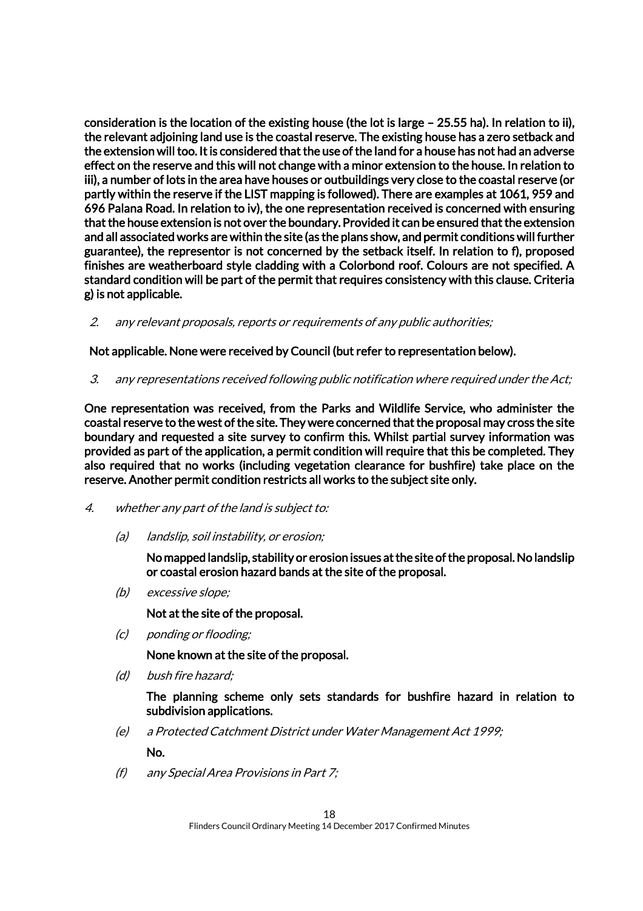**consideration is the location of the existing house (the lot is large – 25.55 ha). In relation to ii), the relevant adjoining land use is the coastal reserve. The existing house has a zero setback and the extension will too. It is considered that the use of the land for a house has not had an adverse effect on the reserve and this will not change with a minor extension to the house. In relation to iii), a number of lots in the area have houses or outbuildings very close to the coastal reserve (or partly within the reserve if the LIST mapping is followed). There are examples at 1061, 959 and 696 Palana Road. In relation to iv), the one representation received is concerned with ensuring that the house extension is not over the boundary. Provided it can be ensured that the extension and all associated works are within the site (as the plans show, and permit conditions will further guarantee), the representor is not concerned by the setback itself. In relation to f), proposed finishes are weatherboard style cladding with a Colorbond roof. Colours are not specified. A standard condition will be part of the permit that requires consistency with this clause. Criteria g) is not applicable.**

2. *any relevant proposals, reports or requirements of any public authorities;*

**Not applicable. None were received by Council (but refer to representation below).**

3. *any representations received following public notification where required under the Act;*

**One representation was received, from the Parks and Wildlife Service, who administer the coastal reserve to the west of the site. They were concerned that the proposal may cross the site boundary and requested a site survey to confirm this. Whilst partial survey information was provided as part of the application, a permit condition will require that this be completed. They also required that no works (including vegetation clearance for bushfire) take place on the reserve. Another permit condition restricts all works to the subject site only.**

4. *whether any part of the land is subject to:*

   (a) *landslip, soil instability, or erosion;*

   **No mapped landslip, stability or erosion issues at the site of the proposal. No landslip or coastal erosion hazard bands at the site of the proposal.**

   (b) *excessive slope;*

   **Not at the site of the proposal.**

   (c) *ponding or flooding;*

   **None known at the site of the proposal.**

   (d) *bush fire hazard;*

   **The planning scheme only sets standards for bushfire hazard in relation to subdivision applications.**

   (e) *a Protected Catchment District under Water Management Act 1999;*

   **No.**

   (f) *any Special Area Provisions in Part 7;*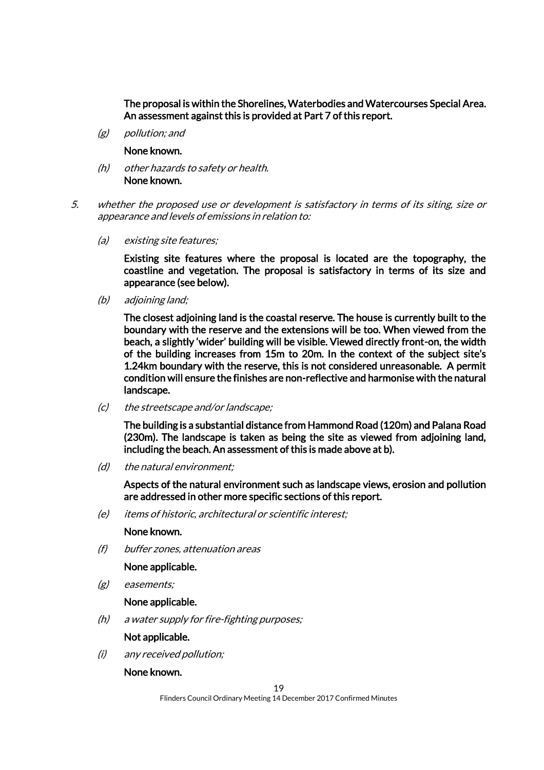**The proposal is within the Shorelines, Waterbodies and Watercourses Special Area. An assessment against this is provided at Part 7 of this report.**

*(g) pollution; and*

**None known.**

*(h) other hazards to safety or health.*

**None known.**

*5. whether the proposed use or development is satisfactory in terms of its siting, size or appearance and levels of emissions in relation to:*

*(a) existing site features;*

**Existing site features where the proposal is located are the topography, the coastline and vegetation. The proposal is satisfactory in terms of its size and appearance (see below).**

*(b) adjoining land;*

**The closest adjoining land is the coastal reserve. The house is currently built to the boundary with the reserve and the extensions will be too. When viewed from the beach, a slightly 'wider' building will be visible. Viewed directly front-on, the width of the building increases from 15m to 20m. In the context of the subject site's 1.24km boundary with the reserve, this is not considered unreasonable. A permit condition will ensure the finishes are non-reflective and harmonise with the natural landscape.**

*(c) the streetscape and/or landscape;*

**The building is a substantial distance from Hammond Road (120m) and Palana Road (230m). The landscape is taken as being the site as viewed from adjoining land, including the beach. An assessment of this is made above at b).**

*(d) the natural environment;*

**Aspects of the natural environment such as landscape views, erosion and pollution are addressed in other more specific sections of this report.**

*(e) items of historic, architectural or scientific interest;*

**None known.**

*(f) buffer zones, attenuation areas*

**None applicable.**

*(g) easements;*

**None applicable.**

*(h) a water supply for fire-fighting purposes;*

**Not applicable.**

*(i) any received pollution;*

**None known.**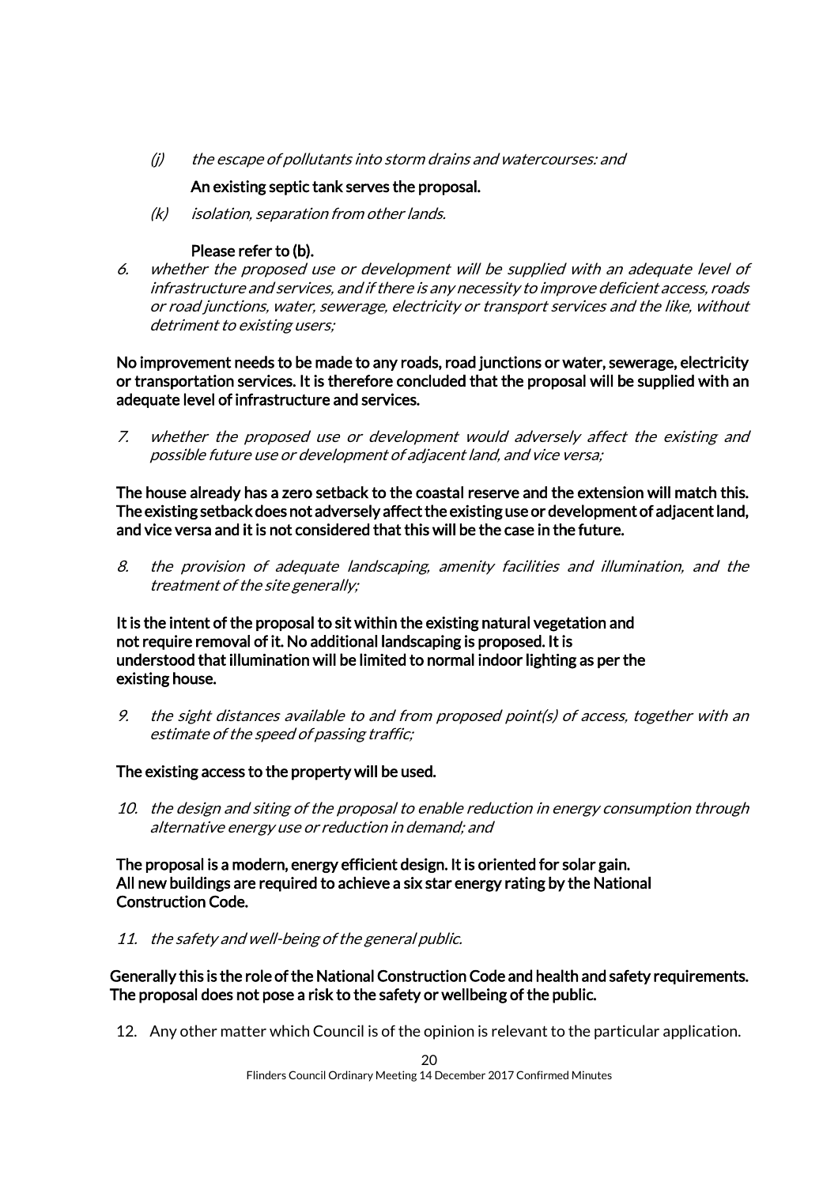(j) *the escape of pollutants into storm drains and watercourses: and*

**An existing septic tank serves the proposal.**

(k) *isolation, separation from other lands.*

**Please refer to (b).**

6. *whether the proposed use or development will be supplied with an adequate level of infrastructure and services, and if there is any necessity to improve deficient access, roads or road junctions, water, sewerage, electricity or transport services and the like, without detriment to existing users;*

**No improvement needs to be made to any roads, road junctions or water, sewerage, electricity or transportation services. It is therefore concluded that the proposal will be supplied with an adequate level of infrastructure and services.**

7. *whether the proposed use or development would adversely affect the existing and possible future use or development of adjacent land, and vice versa;*

**The house already has a zero setback to the coastal reserve and the extension will match this. The existing setback does not adversely affect the existing use or development of adjacent land, and vice versa and it is not considered that this will be the case in the future.**

8. *the provision of adequate landscaping, amenity facilities and illumination, and the treatment of the site generally;*

**It is the intent of the proposal to sit within the existing natural vegetation and not require removal of it. No additional landscaping is proposed. It is understood that illumination will be limited to normal indoor lighting as per the existing house.**

9. *the sight distances available to and from proposed point(s) of access, together with an estimate of the speed of passing traffic;*

**The existing access to the property will be used.**

10. *the design and siting of the proposal to enable reduction in energy consumption through alternative energy use or reduction in demand; and*

**The proposal is a modern, energy efficient design. It is oriented for solar gain. All new buildings are required to achieve a six star energy rating by the National Construction Code.**

11. *the safety and well-being of the general public.*

**Generally this is the role of the National Construction Code and health and safety requirements. The proposal does not pose a risk to the safety or wellbeing of the public.**

12. Any other matter which Council is of the opinion is relevant to the particular application.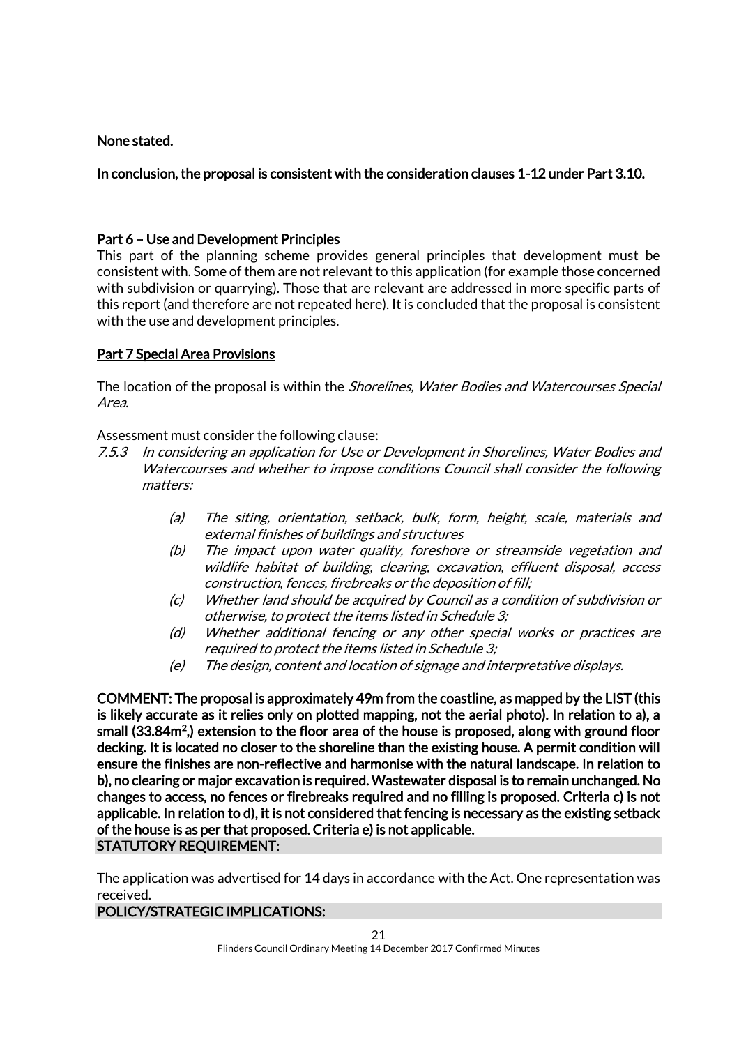**None stated.**

**In conclusion, the proposal is consistent with the consideration clauses 1-12 under Part 3.10.**

**Part 6 – Use and Development Principles**

This part of the planning scheme provides general principles that development must be consistent with. Some of them are not relevant to this application (for example those concerned with subdivision or quarrying). Those that are relevant are addressed in more specific parts of this report (and therefore are not repeated here). It is concluded that the proposal is consistent with the use and development principles.

**Part 7 Special Area Provisions**

The location of the proposal is within the *Shorelines, Water Bodies and Watercourses Special Area*.

Assessment must consider the following clause:

*7.5.3 In considering an application for Use or Development in Shorelines, Water Bodies and Watercourses and whether to impose conditions Council shall consider the following matters:*

*(a) The siting, orientation, setback, bulk, form, height, scale, materials and external finishes of buildings and structures*

*(b) The impact upon water quality, foreshore or streamside vegetation and wildlife habitat of building, clearing, excavation, effluent disposal, access construction, fences, firebreaks or the deposition of fill;*

*(c) Whether land should be acquired by Council as a condition of subdivision or otherwise, to protect the items listed in Schedule 3;*

*(d) Whether additional fencing or any other special works or practices are required to protect the items listed in Schedule 3;*

*(e) The design, content and location of signage and interpretative displays.*

**COMMENT: The proposal is approximately 49m from the coastline, as mapped by the LIST (this is likely accurate as it relies only on plotted mapping, not the aerial photo). In relation to a), a small (33.84m$^2$,) extension to the floor area of the house is proposed, along with ground floor decking. It is located no closer to the shoreline than the existing house. A permit condition will ensure the finishes are non-reflective and harmonise with the natural landscape. In relation to b), no clearing or major excavation is required. Wastewater disposal is to remain unchanged. No changes to access, no fences or firebreaks required and no filling is proposed. Criteria c) is not applicable. In relation to d), it is not considered that fencing is necessary as the existing setback of the house is as per that proposed. Criteria e) is not applicable.**

**STATUTORY REQUIREMENT:**

The application was advertised for 14 days in accordance with the Act. One representation was received.

**POLICY/STRATEGIC IMPLICATIONS:**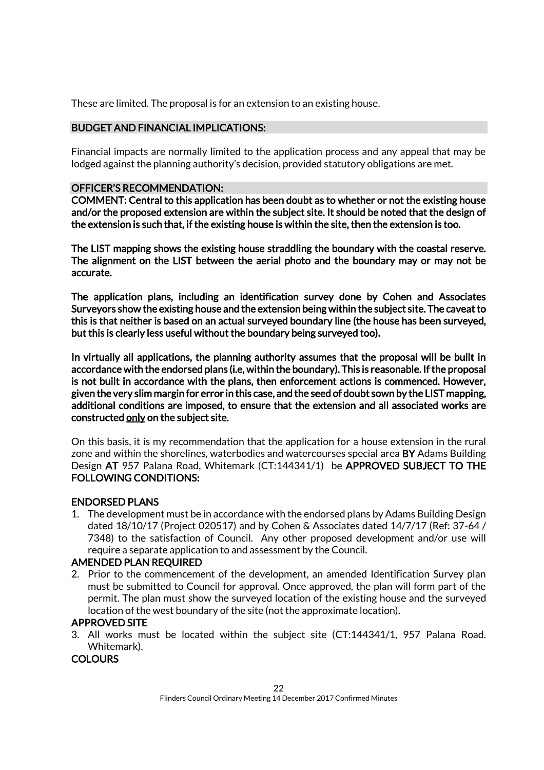These are limited. The proposal is for an extension to an existing house.

## BUDGET AND FINANCIAL IMPLICATIONS:

Financial impacts are normally limited to the application process and any appeal that may be lodged against the planning authority's decision, provided statutory obligations are met.

## OFFICER'S RECOMMENDATION:

**COMMENT: Central to this application has been doubt as to whether or not the existing house and/or the proposed extension are within the subject site. It should be noted that the design of the extension is such that, if the existing house is within the site, then the extension is too.**

**The LIST mapping shows the existing house straddling the boundary with the coastal reserve. The alignment on the LIST between the aerial photo and the boundary may or may not be accurate.**

**The application plans, including an identification survey done by Cohen and Associates Surveyors show the existing house and the extension being within the subject site. The caveat to this is that neither is based on an actual surveyed boundary line (the house has been surveyed, but this is clearly less useful without the boundary being surveyed too).**

**In virtually all applications, the planning authority assumes that the proposal will be built in accordance with the endorsed plans (i.e, within the boundary). This is reasonable. If the proposal is not built in accordance with the plans, then enforcement actions is commenced. However, given the very slim margin for error in this case, and the seed of doubt sown by the LIST mapping, additional conditions are imposed, to ensure that the extension and all associated works are constructed <u>only</u> on the subject site.**

On this basis, it is my recommendation that the application for a house extension in the rural zone and within the shorelines, waterbodies and watercourses special area **BY** Adams Building Design **AT** 957 Palana Road, Whitemark (CT:144341/1) be **APPROVED SUBJECT TO THE FOLLOWING CONDITIONS:**

### ENDORSED PLANS

1. The development must be in accordance with the endorsed plans by Adams Building Design dated 18/10/17 (Project 020517) and by Cohen & Associates dated 14/7/17 (Ref: 37-64 / 7348) to the satisfaction of Council. Any other proposed development and/or use will require a separate application to and assessment by the Council.

### AMENDED PLAN REQUIRED

2. Prior to the commencement of the development, an amended Identification Survey plan must be submitted to Council for approval. Once approved, the plan will form part of the permit. The plan must show the surveyed location of the existing house and the surveyed location of the west boundary of the site (not the approximate location).

### APPROVED SITE

3. All works must be located within the subject site (CT:144341/1, 957 Palana Road. Whitemark).

### COLOURS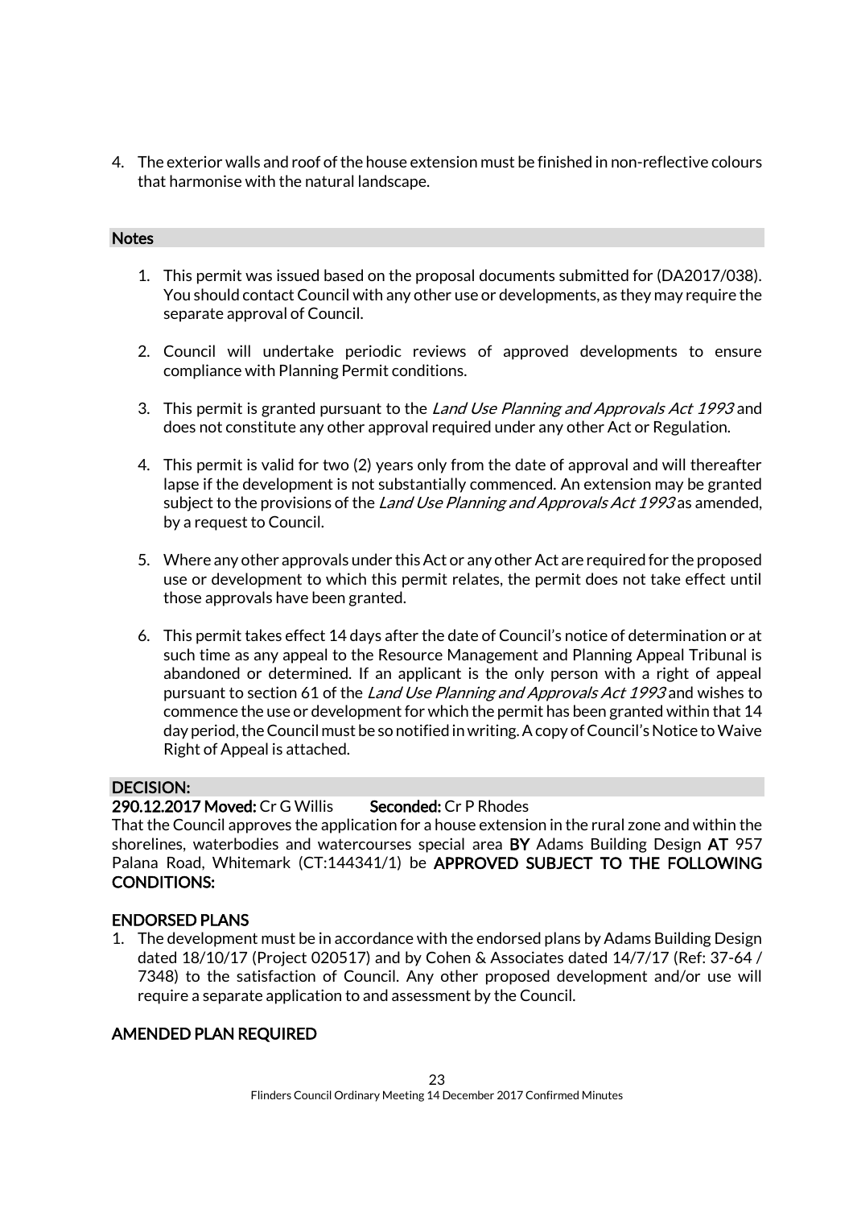4. The exterior walls and roof of the house extension must be finished in non-reflective colours that harmonise with the natural landscape.

**Notes**

1. This permit was issued based on the proposal documents submitted for (DA2017/038). You should contact Council with any other use or developments, as they may require the separate approval of Council.

2. Council will undertake periodic reviews of approved developments to ensure compliance with Planning Permit conditions.

3. This permit is granted pursuant to the *Land Use Planning and Approvals Act 1993* and does not constitute any other approval required under any other Act or Regulation.

4. This permit is valid for two (2) years only from the date of approval and will thereafter lapse if the development is not substantially commenced. An extension may be granted subject to the provisions of the *Land Use Planning and Approvals Act 1993* as amended, by a request to Council.

5. Where any other approvals under this Act or any other Act are required for the proposed use or development to which this permit relates, the permit does not take effect until those approvals have been granted.

6. This permit takes effect 14 days after the date of Council's notice of determination or at such time as any appeal to the Resource Management and Planning Appeal Tribunal is abandoned or determined. If an applicant is the only person with a right of appeal pursuant to section 61 of the *Land Use Planning and Approvals Act 1993* and wishes to commence the use or development for which the permit has been granted within that 14 day period, the Council must be so notified in writing. A copy of Council's Notice to Waive Right of Appeal is attached.

**DECISION:**

**290.12.2017 Moved:** Cr G Willis **Seconded:** Cr P Rhodes

That the Council approves the application for a house extension in the rural zone and within the shorelines, waterbodies and watercourses special area **BY** Adams Building Design **AT** 957 Palana Road, Whitemark (CT:144341/1) be **APPROVED SUBJECT TO THE FOLLOWING CONDITIONS:**

**ENDORSED PLANS**

1. The development must be in accordance with the endorsed plans by Adams Building Design dated 18/10/17 (Project 020517) and by Cohen & Associates dated 14/7/17 (Ref: 37-64 / 7348) to the satisfaction of Council. Any other proposed development and/or use will require a separate application to and assessment by the Council.

**AMENDED PLAN REQUIRED**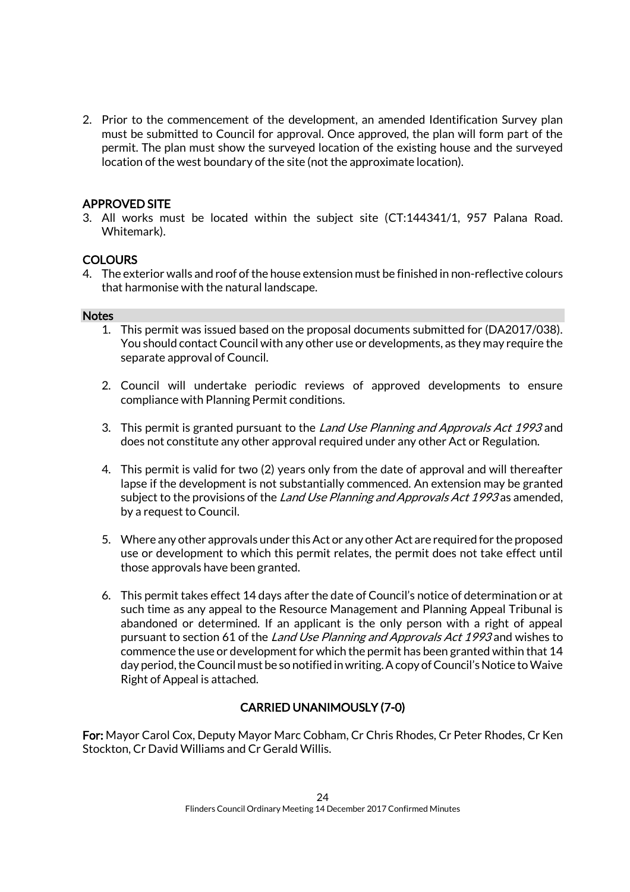2. Prior to the commencement of the development, an amended Identification Survey plan must be submitted to Council for approval. Once approved, the plan will form part of the permit. The plan must show the surveyed location of the existing house and the surveyed location of the west boundary of the site (not the approximate location).

**APPROVED SITE**

3. All works must be located within the subject site (CT:144341/1, 957 Palana Road. Whitemark).

**COLOURS**

4. The exterior walls and roof of the house extension must be finished in non-reflective colours that harmonise with the natural landscape.

**Notes**

1. This permit was issued based on the proposal documents submitted for (DA2017/038). You should contact Council with any other use or developments, as they may require the separate approval of Council.

2. Council will undertake periodic reviews of approved developments to ensure compliance with Planning Permit conditions.

3. This permit is granted pursuant to the *Land Use Planning and Approvals Act 1993* and does not constitute any other approval required under any other Act or Regulation.

4. This permit is valid for two (2) years only from the date of approval and will thereafter lapse if the development is not substantially commenced. An extension may be granted subject to the provisions of the *Land Use Planning and Approvals Act 1993* as amended, by a request to Council.

5. Where any other approvals under this Act or any other Act are required for the proposed use or development to which this permit relates, the permit does not take effect until those approvals have been granted.

6. This permit takes effect 14 days after the date of Council's notice of determination or at such time as any appeal to the Resource Management and Planning Appeal Tribunal is abandoned or determined. If an applicant is the only person with a right of appeal pursuant to section 61 of the *Land Use Planning and Approvals Act 1993* and wishes to commence the use or development for which the permit has been granted within that 14 day period, the Council must be so notified in writing. A copy of Council's Notice to Waive Right of Appeal is attached.

**CARRIED UNANIMOUSLY (7-0)**

**For:** Mayor Carol Cox, Deputy Mayor Marc Cobham, Cr Chris Rhodes, Cr Peter Rhodes, Cr Ken Stockton, Cr David Williams and Cr Gerald Willis.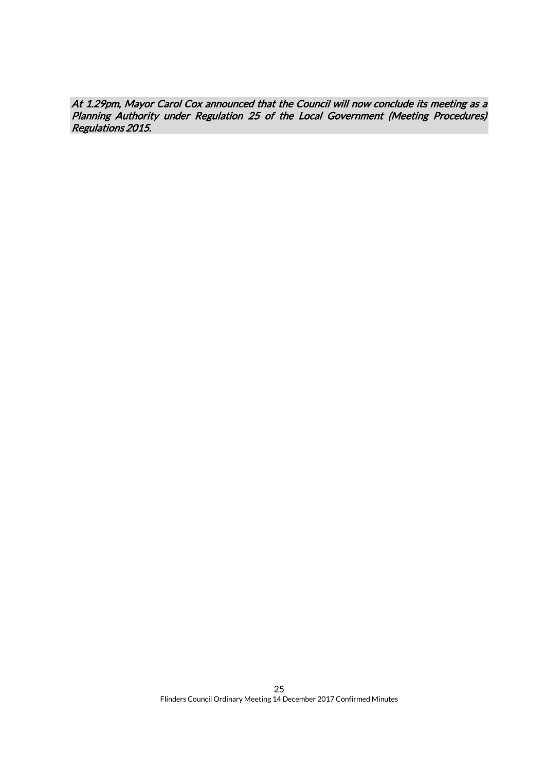*At 1.29pm, Mayor Carol Cox announced that the Council will now conclude its meeting as a Planning Authority under Regulation 25 of the Local Government (Meeting Procedures) Regulations 2015.*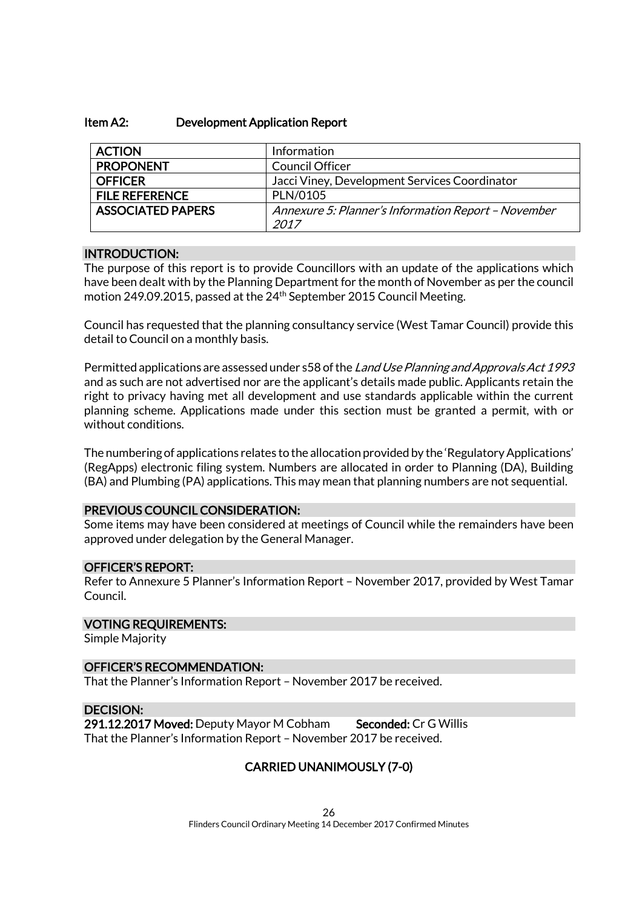## Item A2: Development Application Report

| ACTION | Information |
|---|---|
| PROPONENT | Council Officer |
| OFFICER | Jacci Viney, Development Services Coordinator |
| FILE REFERENCE | PLN/0105 |
| ASSOCIATED PAPERS | *Annexure 5: Planner's Information Report – November 2017* |

### INTRODUCTION:

The purpose of this report is to provide Councillors with an update of the applications which have been dealt with by the Planning Department for the month of November as per the council motion 249.09.2015, passed at the 24th September 2015 Council Meeting.

Council has requested that the planning consultancy service (West Tamar Council) provide this detail to Council on a monthly basis.

Permitted applications are assessed under s58 of the *Land Use Planning and Approvals Act 1993* and as such are not advertised nor are the applicant's details made public. Applicants retain the right to privacy having met all development and use standards applicable within the current planning scheme. Applications made under this section must be granted a permit, with or without conditions.

The numbering of applications relates to the allocation provided by the 'Regulatory Applications' (RegApps) electronic filing system. Numbers are allocated in order to Planning (DA), Building (BA) and Plumbing (PA) applications. This may mean that planning numbers are not sequential.

### PREVIOUS COUNCIL CONSIDERATION:

Some items may have been considered at meetings of Council while the remainders have been approved under delegation by the General Manager.

### OFFICER'S REPORT:

Refer to Annexure 5 Planner's Information Report – November 2017, provided by West Tamar Council.

### VOTING REQUIREMENTS:

Simple Majority

### OFFICER'S RECOMMENDATION:

That the Planner's Information Report – November 2017 be received.

### DECISION:

**291.12.2017 Moved:** Deputy Mayor M Cobham **Seconded:** Cr G Willis

That the Planner's Information Report – November 2017 be received.

**CARRIED UNANIMOUSLY (7-0)**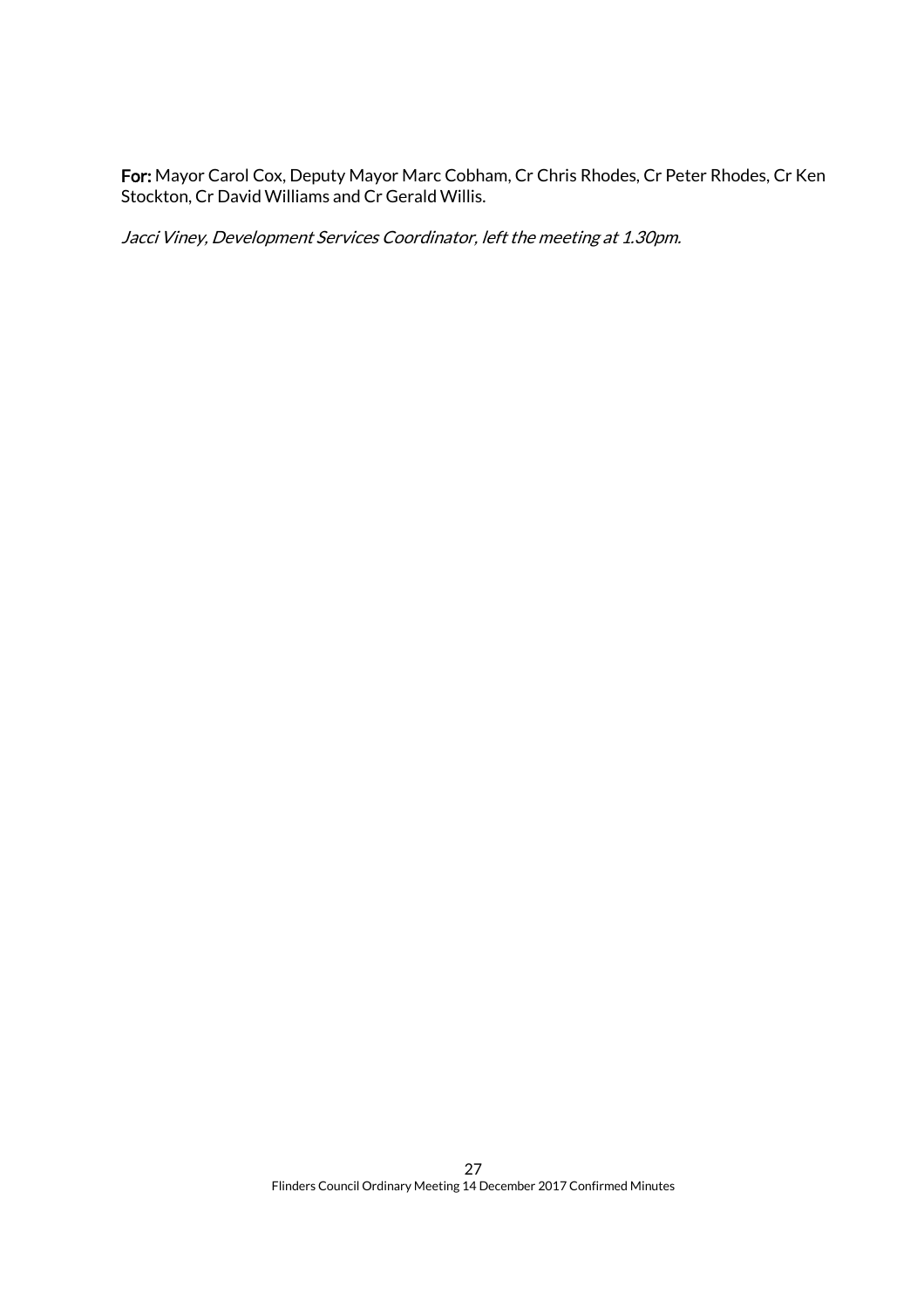**For:** Mayor Carol Cox, Deputy Mayor Marc Cobham, Cr Chris Rhodes, Cr Peter Rhodes, Cr Ken Stockton, Cr David Williams and Cr Gerald Willis.

*Jacci Viney, Development Services Coordinator, left the meeting at 1.30pm.*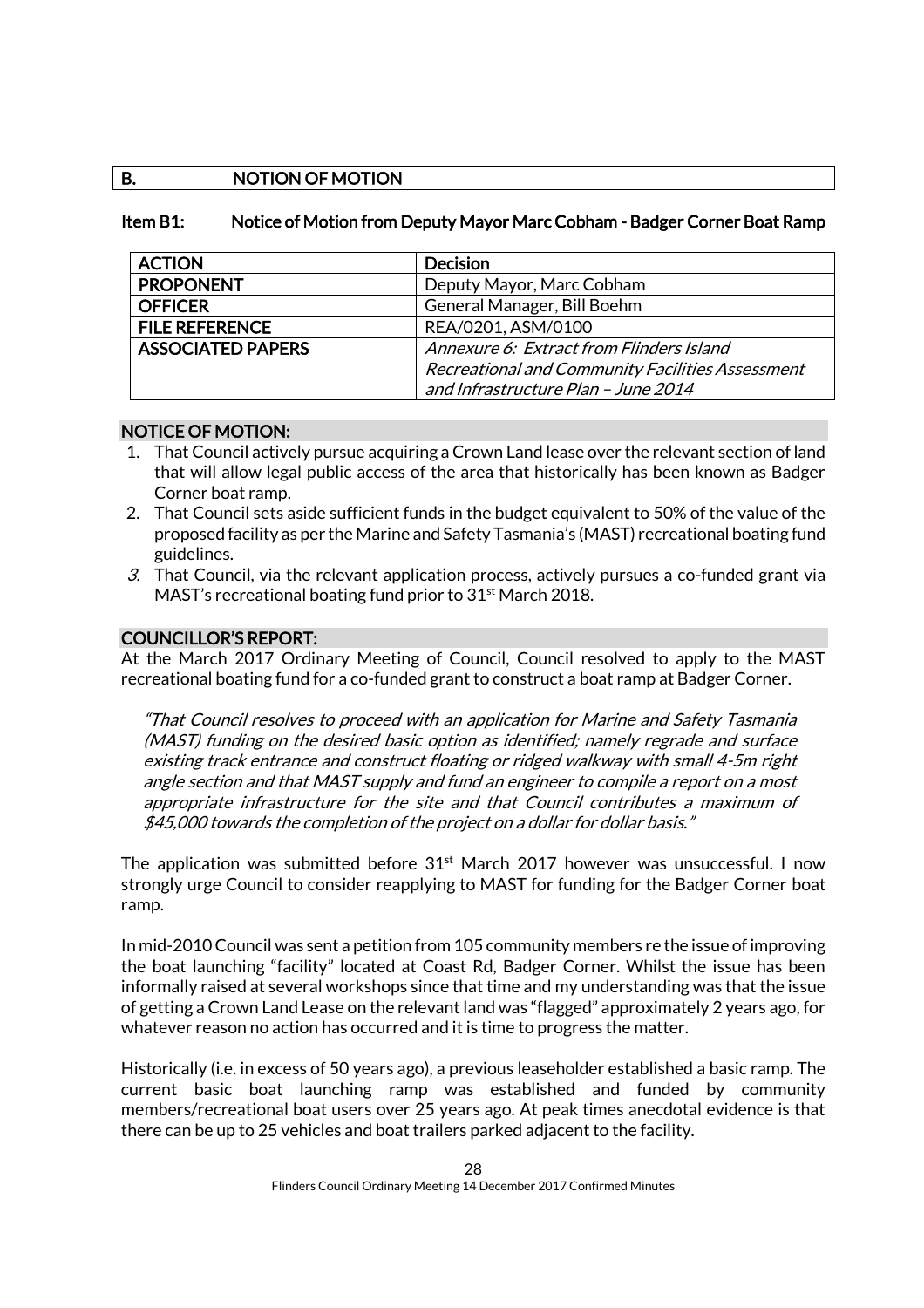## B. NOTION OF MOTION

### Item B1: Notice of Motion from Deputy Mayor Marc Cobham - Badger Corner Boat Ramp

| ACTION | Decision |
|---|---|
| PROPONENT | Deputy Mayor, Marc Cobham |
| OFFICER | General Manager, Bill Boehm |
| FILE REFERENCE | REA/0201, ASM/0100 |
| ASSOCIATED PAPERS | *Annexure 6: Extract from Flinders Island Recreational and Community Facilities Assessment and Infrastructure Plan – June 2014* |

**NOTICE OF MOTION:**

1. That Council actively pursue acquiring a Crown Land lease over the relevant section of land that will allow legal public access of the area that historically has been known as Badger Corner boat ramp.
2. That Council sets aside sufficient funds in the budget equivalent to 50% of the value of the proposed facility as per the Marine and Safety Tasmania's (MAST) recreational boating fund guidelines.
3. That Council, via the relevant application process, actively pursues a co-funded grant via MAST's recreational boating fund prior to 31st March 2018.

**COUNCILLOR'S REPORT:**

At the March 2017 Ordinary Meeting of Council, Council resolved to apply to the MAST recreational boating fund for a co-funded grant to construct a boat ramp at Badger Corner.

> *"That Council resolves to proceed with an application for Marine and Safety Tasmania (MAST) funding on the desired basic option as identified; namely regrade and surface existing track entrance and construct floating or ridged walkway with small 4-5m right angle section and that MAST supply and fund an engineer to compile a report on a most appropriate infrastructure for the site and that Council contributes a maximum of $45,000 towards the completion of the project on a dollar for dollar basis."*

The application was submitted before 31st March 2017 however was unsuccessful. I now strongly urge Council to consider reapplying to MAST for funding for the Badger Corner boat ramp.

In mid-2010 Council was sent a petition from 105 community members re the issue of improving the boat launching "facility" located at Coast Rd, Badger Corner. Whilst the issue has been informally raised at several workshops since that time and my understanding was that the issue of getting a Crown Land Lease on the relevant land was "flagged" approximately 2 years ago, for whatever reason no action has occurred and it is time to progress the matter.

Historically (i.e. in excess of 50 years ago), a previous leaseholder established a basic ramp. The current basic boat launching ramp was established and funded by community members/recreational boat users over 25 years ago. At peak times anecdotal evidence is that there can be up to 25 vehicles and boat trailers parked adjacent to the facility.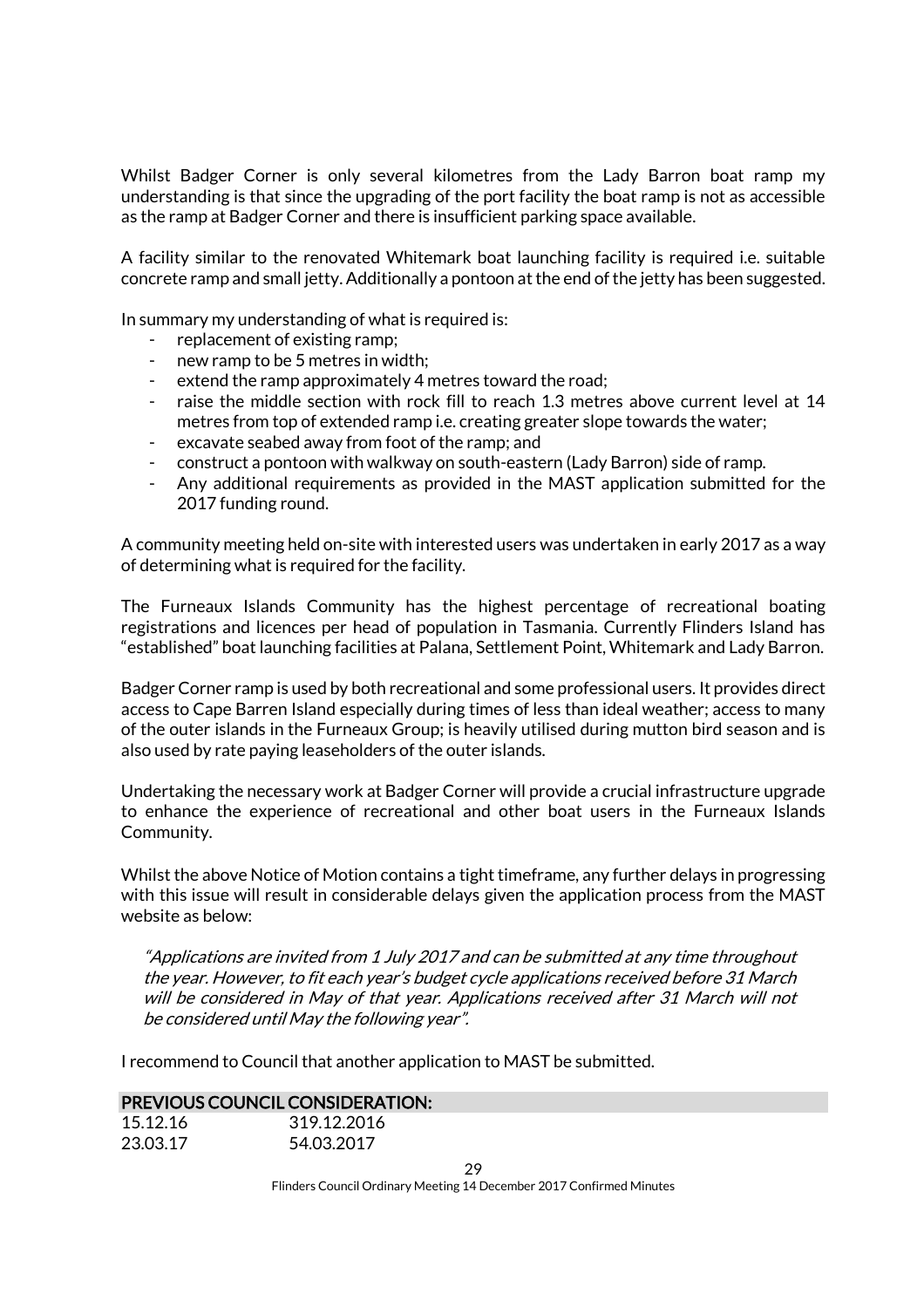Whilst Badger Corner is only several kilometres from the Lady Barron boat ramp my understanding is that since the upgrading of the port facility the boat ramp is not as accessible as the ramp at Badger Corner and there is insufficient parking space available.

A facility similar to the renovated Whitemark boat launching facility is required i.e. suitable concrete ramp and small jetty. Additionally a pontoon at the end of the jetty has been suggested.

In summary my understanding of what is required is:

- replacement of existing ramp;
- new ramp to be 5 metres in width;
- extend the ramp approximately 4 metres toward the road;
- raise the middle section with rock fill to reach 1.3 metres above current level at 14 metres from top of extended ramp i.e. creating greater slope towards the water;
- excavate seabed away from foot of the ramp; and
- construct a pontoon with walkway on south-eastern (Lady Barron) side of ramp.
- Any additional requirements as provided in the MAST application submitted for the 2017 funding round.

A community meeting held on-site with interested users was undertaken in early 2017 as a way of determining what is required for the facility.

The Furneaux Islands Community has the highest percentage of recreational boating registrations and licences per head of population in Tasmania. Currently Flinders Island has "established" boat launching facilities at Palana, Settlement Point, Whitemark and Lady Barron.

Badger Corner ramp is used by both recreational and some professional users. It provides direct access to Cape Barren Island especially during times of less than ideal weather; access to many of the outer islands in the Furneaux Group; is heavily utilised during mutton bird season and is also used by rate paying leaseholders of the outer islands.

Undertaking the necessary work at Badger Corner will provide a crucial infrastructure upgrade to enhance the experience of recreational and other boat users in the Furneaux Islands Community.

Whilst the above Notice of Motion contains a tight timeframe, any further delays in progressing with this issue will result in considerable delays given the application process from the MAST website as below:

> *"Applications are invited from 1 July 2017 and can be submitted at any time throughout the year. However, to fit each year's budget cycle applications received before 31 March will be considered in May of that year. Applications received after 31 March will not be considered until May the following year".*

I recommend to Council that another application to MAST be submitted.

**PREVIOUS COUNCIL CONSIDERATION:**

| | |
|---|---|
| 15.12.16 | 319.12.2016 |
| 23.03.17 | 54.03.2017 |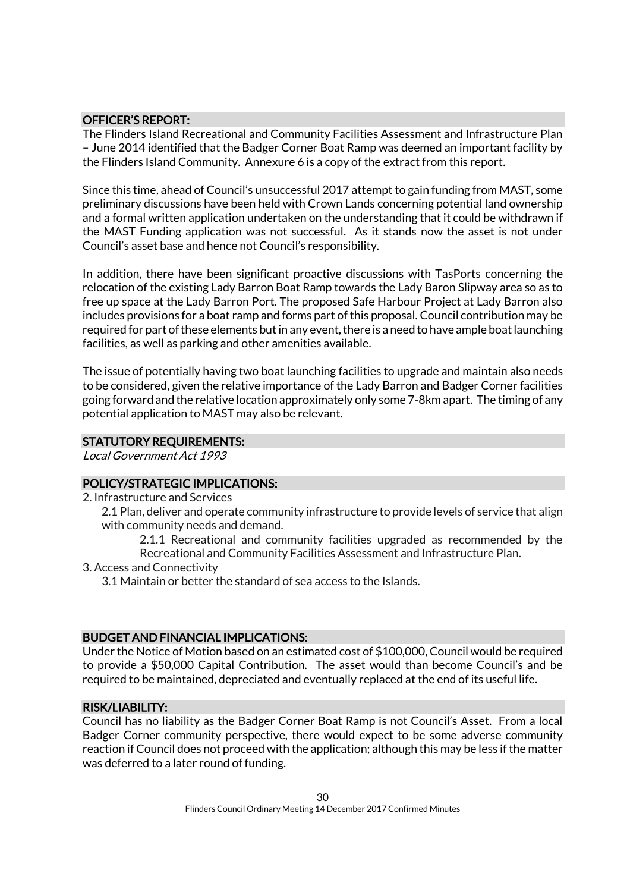## OFFICER'S REPORT:

The Flinders Island Recreational and Community Facilities Assessment and Infrastructure Plan – June 2014 identified that the Badger Corner Boat Ramp was deemed an important facility by the Flinders Island Community. Annexure 6 is a copy of the extract from this report.

Since this time, ahead of Council's unsuccessful 2017 attempt to gain funding from MAST, some preliminary discussions have been held with Crown Lands concerning potential land ownership and a formal written application undertaken on the understanding that it could be withdrawn if the MAST Funding application was not successful. As it stands now the asset is not under Council's asset base and hence not Council's responsibility.

In addition, there have been significant proactive discussions with TasPorts concerning the relocation of the existing Lady Barron Boat Ramp towards the Lady Baron Slipway area so as to free up space at the Lady Barron Port. The proposed Safe Harbour Project at Lady Barron also includes provisions for a boat ramp and forms part of this proposal. Council contribution may be required for part of these elements but in any event, there is a need to have ample boat launching facilities, as well as parking and other amenities available.

The issue of potentially having two boat launching facilities to upgrade and maintain also needs to be considered, given the relative importance of the Lady Barron and Badger Corner facilities going forward and the relative location approximately only some 7-8km apart. The timing of any potential application to MAST may also be relevant.

## STATUTORY REQUIREMENTS:

*Local Government Act 1993*

## POLICY/STRATEGIC IMPLICATIONS:

2. Infrastructure and Services
    - 2.1 Plan, deliver and operate community infrastructure to provide levels of service that align with community needs and demand.
        - 2.1.1 Recreational and community facilities upgraded as recommended by the Recreational and Community Facilities Assessment and Infrastructure Plan.
3. Access and Connectivity
    - 3.1 Maintain or better the standard of sea access to the Islands.

## BUDGET AND FINANCIAL IMPLICATIONS:

Under the Notice of Motion based on an estimated cost of $100,000, Council would be required to provide a $50,000 Capital Contribution. The asset would than become Council's and be required to be maintained, depreciated and eventually replaced at the end of its useful life.

## RISK/LIABILITY:

Council has no liability as the Badger Corner Boat Ramp is not Council's Asset. From a local Badger Corner community perspective, there would expect to be some adverse community reaction if Council does not proceed with the application; although this may be less if the matter was deferred to a later round of funding.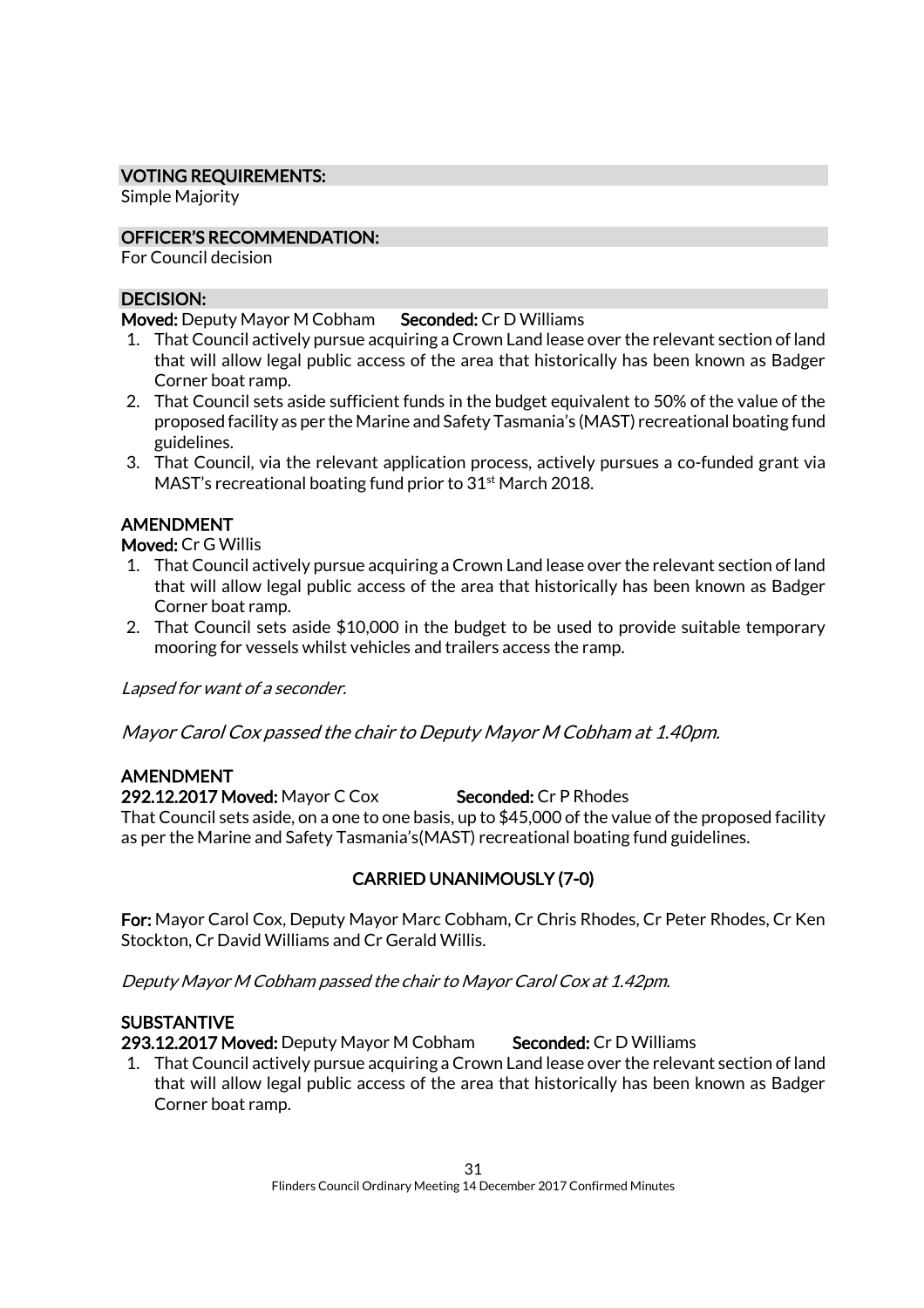## VOTING REQUIREMENTS:

Simple Majority

## OFFICER'S RECOMMENDATION:

For Council decision

## DECISION:

**Moved:** Deputy Mayor M Cobham **Seconded:** Cr D Williams

1. That Council actively pursue acquiring a Crown Land lease over the relevant section of land that will allow legal public access of the area that historically has been known as Badger Corner boat ramp.
2. That Council sets aside sufficient funds in the budget equivalent to 50% of the value of the proposed facility as per the Marine and Safety Tasmania's (MAST) recreational boating fund guidelines.
3. That Council, via the relevant application process, actively pursues a co-funded grant via MAST's recreational boating fund prior to 31st March 2018.

### AMENDMENT

**Moved:** Cr G Willis

1. That Council actively pursue acquiring a Crown Land lease over the relevant section of land that will allow legal public access of the area that historically has been known as Badger Corner boat ramp.
2. That Council sets aside $10,000 in the budget to be used to provide suitable temporary mooring for vessels whilst vehicles and trailers access the ramp.

*Lapsed for want of a seconder.*

*Mayor Carol Cox passed the chair to Deputy Mayor M Cobham at 1.40pm.*

### AMENDMENT

**292.12.2017 Moved:** Mayor C Cox **Seconded:** Cr P Rhodes

That Council sets aside, on a one to one basis, up to $45,000 of the value of the proposed facility as per the Marine and Safety Tasmania's(MAST) recreational boating fund guidelines.

**CARRIED UNANIMOUSLY (7-0)**

**For:** Mayor Carol Cox, Deputy Mayor Marc Cobham, Cr Chris Rhodes, Cr Peter Rhodes, Cr Ken Stockton, Cr David Williams and Cr Gerald Willis.

*Deputy Mayor M Cobham passed the chair to Mayor Carol Cox at 1.42pm.*

### SUBSTANTIVE

**293.12.2017 Moved:** Deputy Mayor M Cobham **Seconded:** Cr D Williams

1. That Council actively pursue acquiring a Crown Land lease over the relevant section of land that will allow legal public access of the area that historically has been known as Badger Corner boat ramp.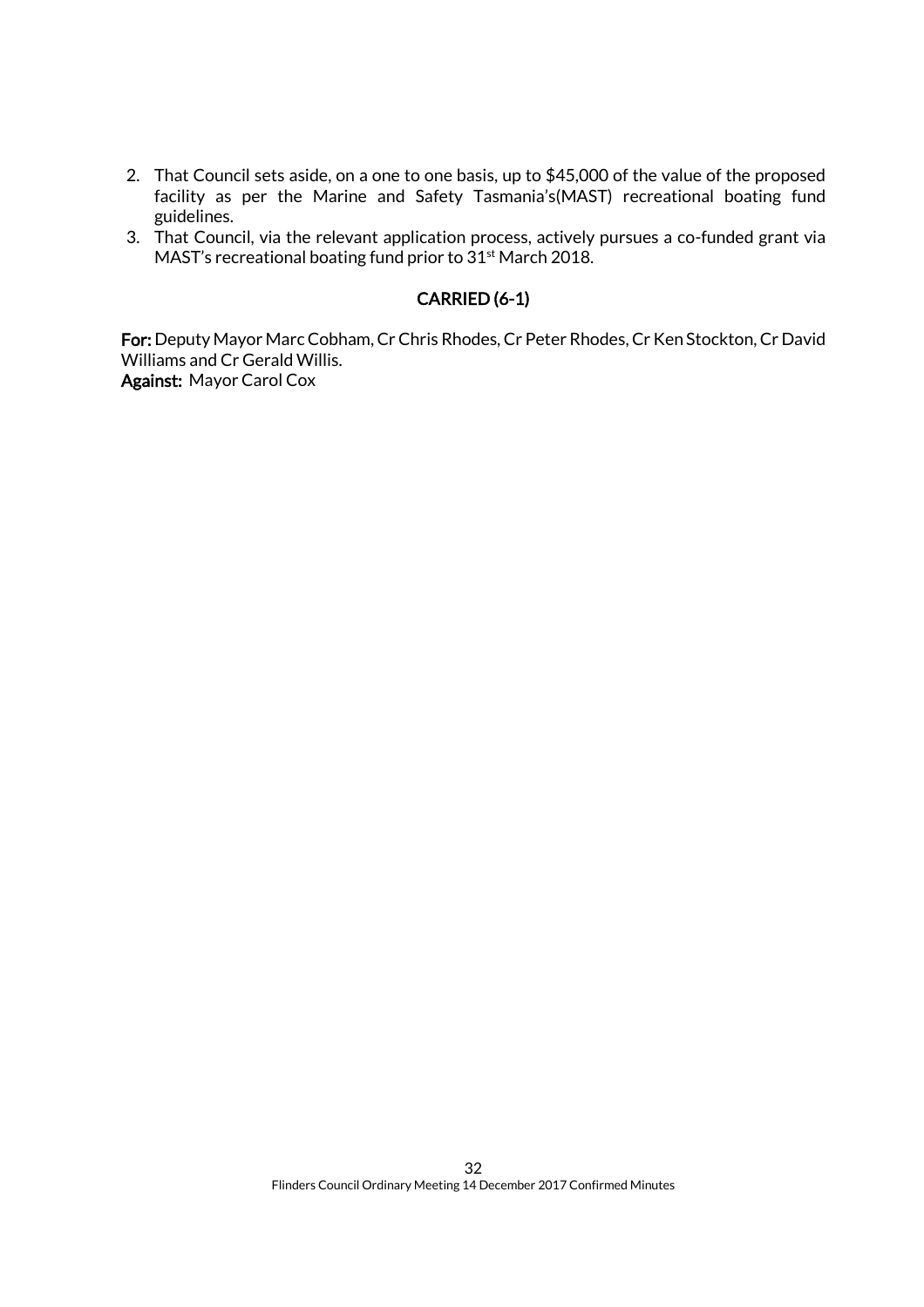2. That Council sets aside, on a one to one basis, up to $45,000 of the value of the proposed facility as per the Marine and Safety Tasmania's(MAST) recreational boating fund guidelines.
3. That Council, via the relevant application process, actively pursues a co-funded grant via MAST's recreational boating fund prior to 31st March 2018.

**CARRIED (6-1)**

**For:** Deputy Mayor Marc Cobham, Cr Chris Rhodes, Cr Peter Rhodes, Cr Ken Stockton, Cr David Williams and Cr Gerald Willis.
**Against:** Mayor Carol Cox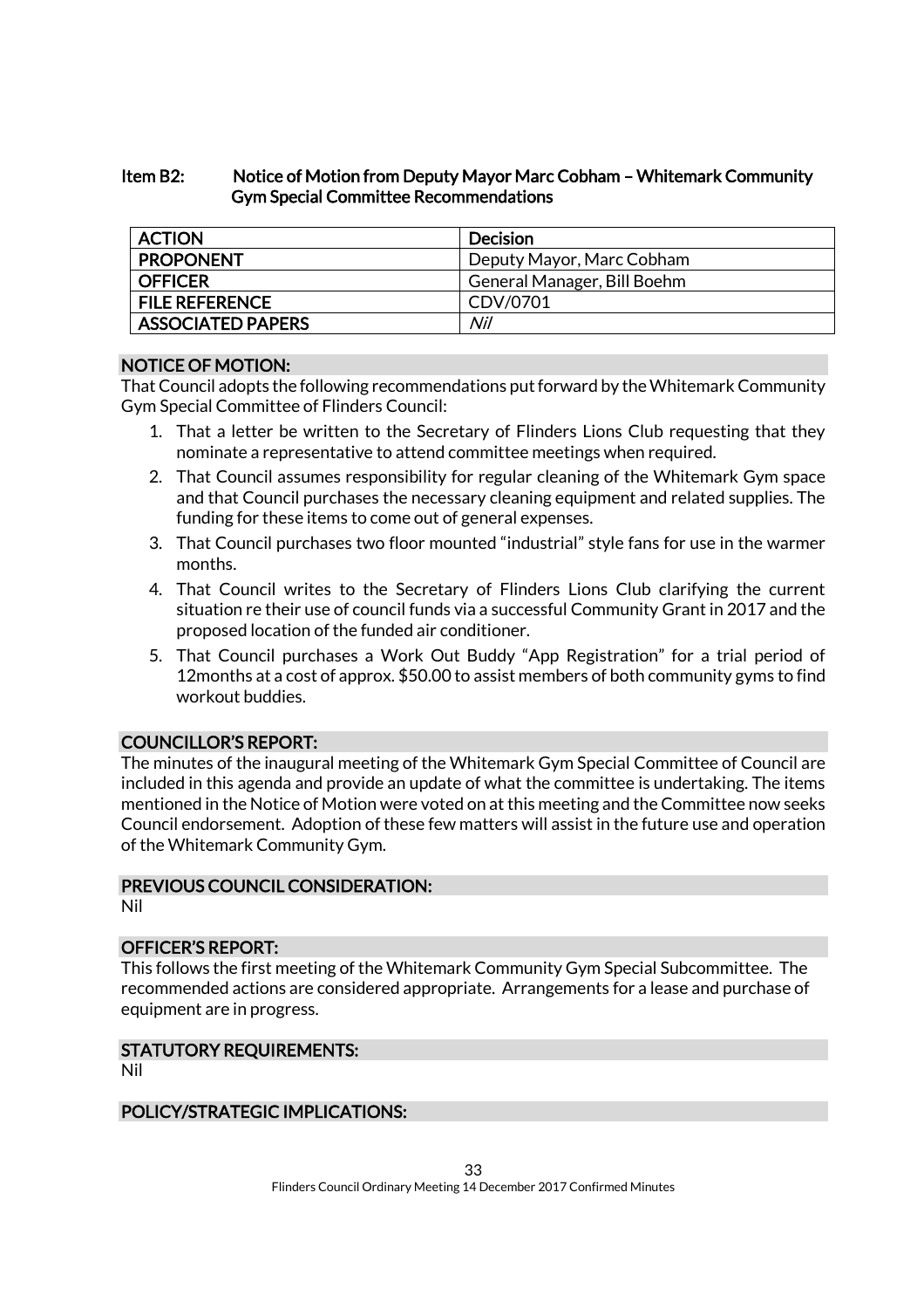### Item B2: Notice of Motion from Deputy Mayor Marc Cobham – Whitemark Community Gym Special Committee Recommendations

| ACTION | Decision |
|---|---|
| PROPONENT | Deputy Mayor, Marc Cobham |
| OFFICER | General Manager, Bill Boehm |
| FILE REFERENCE | CDV/0701 |
| ASSOCIATED PAPERS | *Nil* |

#### NOTICE OF MOTION:

That Council adopts the following recommendations put forward by the Whitemark Community Gym Special Committee of Flinders Council:

1. That a letter be written to the Secretary of Flinders Lions Club requesting that they nominate a representative to attend committee meetings when required.
2. That Council assumes responsibility for regular cleaning of the Whitemark Gym space and that Council purchases the necessary cleaning equipment and related supplies. The funding for these items to come out of general expenses.
3. That Council purchases two floor mounted "industrial" style fans for use in the warmer months.
4. That Council writes to the Secretary of Flinders Lions Club clarifying the current situation re their use of council funds via a successful Community Grant in 2017 and the proposed location of the funded air conditioner.
5. That Council purchases a Work Out Buddy "App Registration" for a trial period of 12months at a cost of approx. $50.00 to assist members of both community gyms to find workout buddies.

#### COUNCILLOR'S REPORT:

The minutes of the inaugural meeting of the Whitemark Gym Special Committee of Council are included in this agenda and provide an update of what the committee is undertaking. The items mentioned in the Notice of Motion were voted on at this meeting and the Committee now seeks Council endorsement. Adoption of these few matters will assist in the future use and operation of the Whitemark Community Gym.

#### PREVIOUS COUNCIL CONSIDERATION:

Nil

#### OFFICER'S REPORT:

This follows the first meeting of the Whitemark Community Gym Special Subcommittee. The recommended actions are considered appropriate. Arrangements for a lease and purchase of equipment are in progress.

#### STATUTORY REQUIREMENTS:

Nil

#### POLICY/STRATEGIC IMPLICATIONS: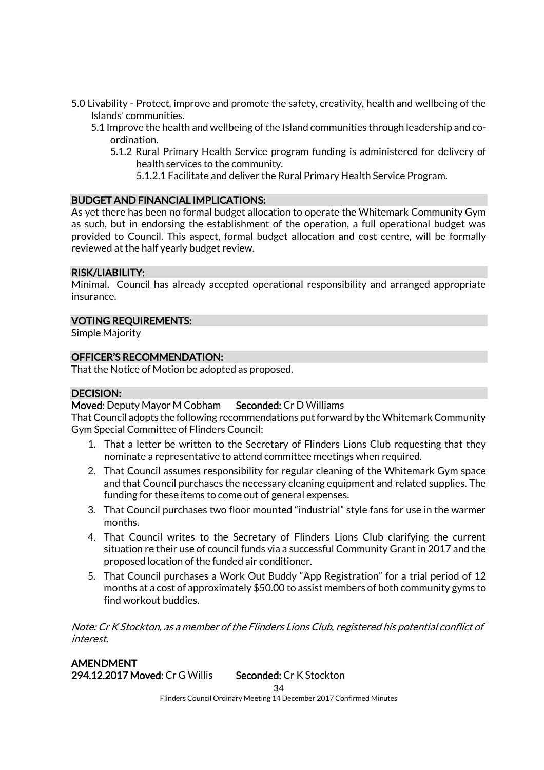5.0 Livability - Protect, improve and promote the safety, creativity, health and wellbeing of the Islands' communities.

- 5.1 Improve the health and wellbeing of the Island communities through leadership and co-ordination.
  - 5.1.2 Rural Primary Health Service program funding is administered for delivery of health services to the community.
    - 5.1.2.1 Facilitate and deliver the Rural Primary Health Service Program.

### BUDGET AND FINANCIAL IMPLICATIONS:

As yet there has been no formal budget allocation to operate the Whitemark Community Gym as such, but in endorsing the establishment of the operation, a full operational budget was provided to Council. This aspect, formal budget allocation and cost centre, will be formally reviewed at the half yearly budget review.

### RISK/LIABILITY:

Minimal. Council has already accepted operational responsibility and arranged appropriate insurance.

### VOTING REQUIREMENTS:

Simple Majority

### OFFICER'S RECOMMENDATION:

That the Notice of Motion be adopted as proposed.

### DECISION:

**Moved:** Deputy Mayor M Cobham **Seconded:** Cr D Williams

That Council adopts the following recommendations put forward by the Whitemark Community Gym Special Committee of Flinders Council:

1. That a letter be written to the Secretary of Flinders Lions Club requesting that they nominate a representative to attend committee meetings when required.
2. That Council assumes responsibility for regular cleaning of the Whitemark Gym space and that Council purchases the necessary cleaning equipment and related supplies. The funding for these items to come out of general expenses.
3. That Council purchases two floor mounted "industrial" style fans for use in the warmer months.
4. That Council writes to the Secretary of Flinders Lions Club clarifying the current situation re their use of council funds via a successful Community Grant in 2017 and the proposed location of the funded air conditioner.
5. That Council purchases a Work Out Buddy "App Registration" for a trial period of 12 months at a cost of approximately $50.00 to assist members of both community gyms to find workout buddies.

*Note: Cr K Stockton, as a member of the Flinders Lions Club, registered his potential conflict of interest.*

**AMENDMENT**

**294.12.2017 Moved:** Cr G Willis **Seconded:** Cr K Stockton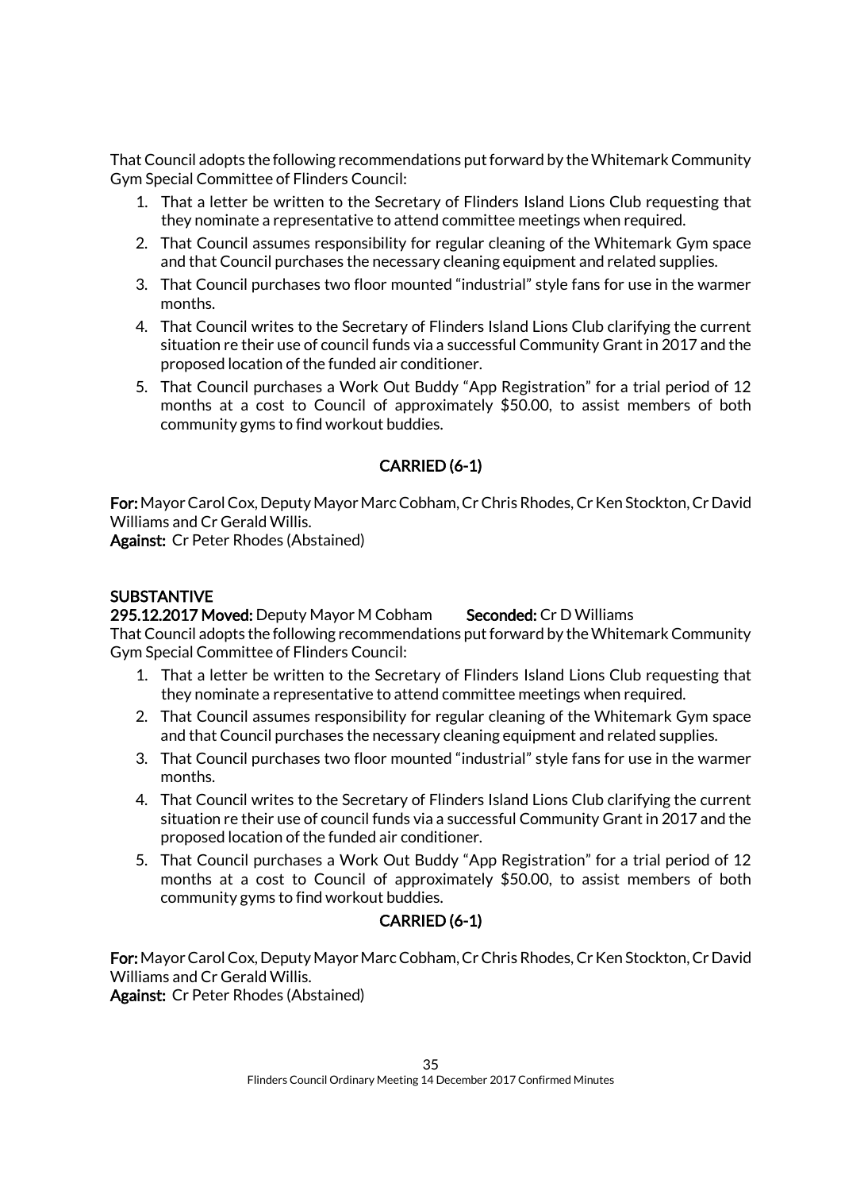That Council adopts the following recommendations put forward by the Whitemark Community Gym Special Committee of Flinders Council:

1. That a letter be written to the Secretary of Flinders Island Lions Club requesting that they nominate a representative to attend committee meetings when required.
2. That Council assumes responsibility for regular cleaning of the Whitemark Gym space and that Council purchases the necessary cleaning equipment and related supplies.
3. That Council purchases two floor mounted "industrial" style fans for use in the warmer months.
4. That Council writes to the Secretary of Flinders Island Lions Club clarifying the current situation re their use of council funds via a successful Community Grant in 2017 and the proposed location of the funded air conditioner.
5. That Council purchases a Work Out Buddy "App Registration" for a trial period of 12 months at a cost to Council of approximately $50.00, to assist members of both community gyms to find workout buddies.

**CARRIED (6-1)**

**For:** Mayor Carol Cox, Deputy Mayor Marc Cobham, Cr Chris Rhodes, Cr Ken Stockton, Cr David Williams and Cr Gerald Willis.
**Against:** Cr Peter Rhodes (Abstained)

**SUBSTANTIVE**
**295.12.2017 Moved:** Deputy Mayor M Cobham **Seconded:** Cr D Williams
That Council adopts the following recommendations put forward by the Whitemark Community Gym Special Committee of Flinders Council:

1. That a letter be written to the Secretary of Flinders Island Lions Club requesting that they nominate a representative to attend committee meetings when required.
2. That Council assumes responsibility for regular cleaning of the Whitemark Gym space and that Council purchases the necessary cleaning equipment and related supplies.
3. That Council purchases two floor mounted "industrial" style fans for use in the warmer months.
4. That Council writes to the Secretary of Flinders Island Lions Club clarifying the current situation re their use of council funds via a successful Community Grant in 2017 and the proposed location of the funded air conditioner.
5. That Council purchases a Work Out Buddy "App Registration" for a trial period of 12 months at a cost to Council of approximately $50.00, to assist members of both community gyms to find workout buddies.

**CARRIED (6-1)**

**For:** Mayor Carol Cox, Deputy Mayor Marc Cobham, Cr Chris Rhodes, Cr Ken Stockton, Cr David Williams and Cr Gerald Willis.
**Against:** Cr Peter Rhodes (Abstained)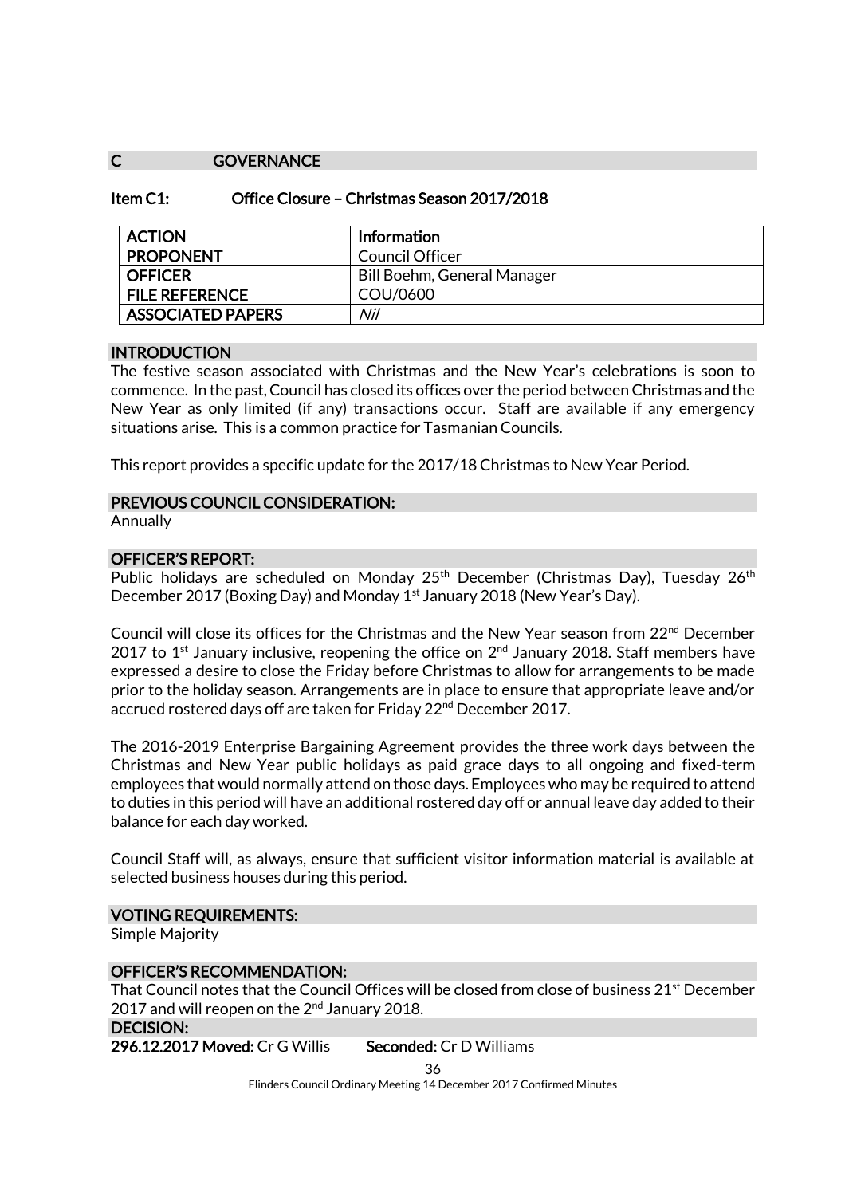## C GOVERNANCE

### Item C1: Office Closure – Christmas Season 2017/2018

| ACTION | Information |
|---|---|
| PROPONENT | Council Officer |
| OFFICER | Bill Boehm, General Manager |
| FILE REFERENCE | COU/0600 |
| ASSOCIATED PAPERS | *Nil* |

#### INTRODUCTION

The festive season associated with Christmas and the New Year's celebrations is soon to commence. In the past, Council has closed its offices over the period between Christmas and the New Year as only limited (if any) transactions occur. Staff are available if any emergency situations arise. This is a common practice for Tasmanian Councils.

This report provides a specific update for the 2017/18 Christmas to New Year Period.

#### PREVIOUS COUNCIL CONSIDERATION:

Annually

#### OFFICER'S REPORT:

Public holidays are scheduled on Monday 25th December (Christmas Day), Tuesday 26th December 2017 (Boxing Day) and Monday 1st January 2018 (New Year's Day).

Council will close its offices for the Christmas and the New Year season from 22nd December 2017 to 1st January inclusive, reopening the office on 2nd January 2018. Staff members have expressed a desire to close the Friday before Christmas to allow for arrangements to be made prior to the holiday season. Arrangements are in place to ensure that appropriate leave and/or accrued rostered days off are taken for Friday 22nd December 2017.

The 2016-2019 Enterprise Bargaining Agreement provides the three work days between the Christmas and New Year public holidays as paid grace days to all ongoing and fixed-term employees that would normally attend on those days. Employees who may be required to attend to duties in this period will have an additional rostered day off or annual leave day added to their balance for each day worked.

Council Staff will, as always, ensure that sufficient visitor information material is available at selected business houses during this period.

#### VOTING REQUIREMENTS:

Simple Majority

#### OFFICER'S RECOMMENDATION:

That Council notes that the Council Offices will be closed from close of business 21st December 2017 and will reopen on the 2nd January 2018.

#### DECISION:

**296.12.2017 Moved:** Cr G Willis **Seconded:** Cr D Williams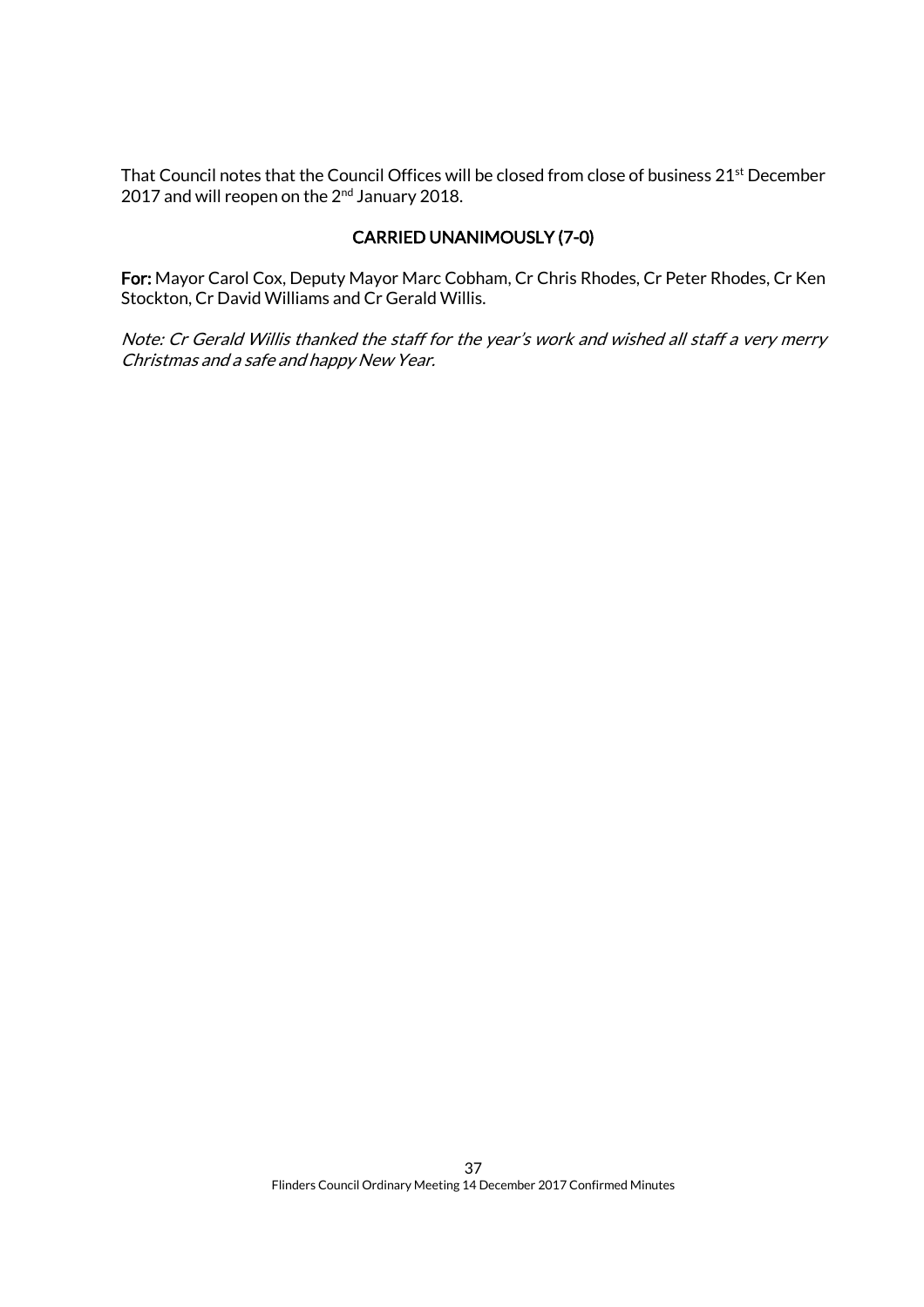That Council notes that the Council Offices will be closed from close of business 21st December 2017 and will reopen on the 2nd January 2018.

**CARRIED UNANIMOUSLY (7-0)**

**For:** Mayor Carol Cox, Deputy Mayor Marc Cobham, Cr Chris Rhodes, Cr Peter Rhodes, Cr Ken Stockton, Cr David Williams and Cr Gerald Willis.

*Note: Cr Gerald Willis thanked the staff for the year's work and wished all staff a very merry Christmas and a safe and happy New Year.*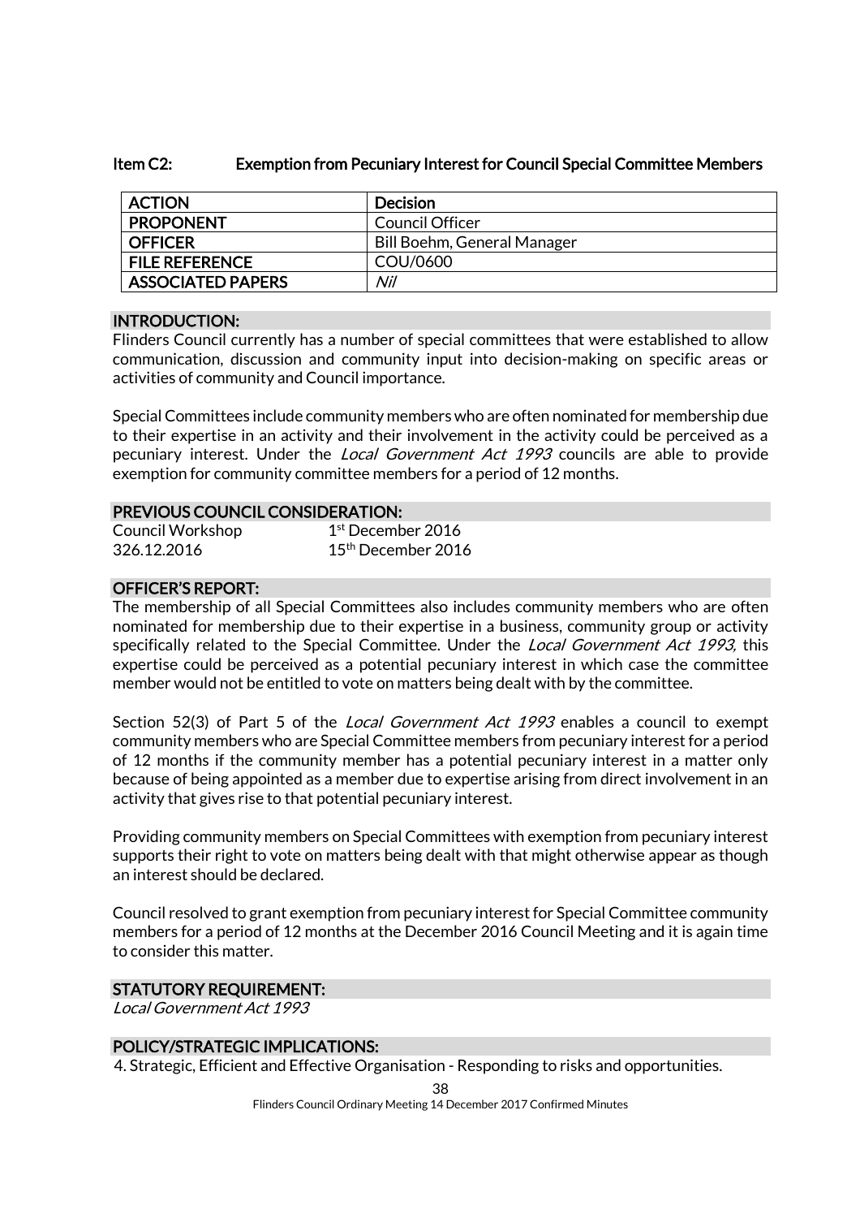### Item C2: Exemption from Pecuniary Interest for Council Special Committee Members

| ACTION | Decision |
|---|---|
| PROPONENT | Council Officer |
| OFFICER | Bill Boehm, General Manager |
| FILE REFERENCE | COU/0600 |
| ASSOCIATED PAPERS | *Nil* |

#### INTRODUCTION:

Flinders Council currently has a number of special committees that were established to allow communication, discussion and community input into decision-making on specific areas or activities of community and Council importance.

Special Committees include community members who are often nominated for membership due to their expertise in an activity and their involvement in the activity could be perceived as a pecuniary interest. Under the *Local Government Act 1993* councils are able to provide exemption for community committee members for a period of 12 months.

#### PREVIOUS COUNCIL CONSIDERATION:

Council Workshop 1st December 2016
326.12.2016 15th December 2016

#### OFFICER'S REPORT:

The membership of all Special Committees also includes community members who are often nominated for membership due to their expertise in a business, community group or activity specifically related to the Special Committee. Under the *Local Government Act 1993,* this expertise could be perceived as a potential pecuniary interest in which case the committee member would not be entitled to vote on matters being dealt with by the committee.

Section 52(3) of Part 5 of the *Local Government Act 1993* enables a council to exempt community members who are Special Committee members from pecuniary interest for a period of 12 months if the community member has a potential pecuniary interest in a matter only because of being appointed as a member due to expertise arising from direct involvement in an activity that gives rise to that potential pecuniary interest.

Providing community members on Special Committees with exemption from pecuniary interest supports their right to vote on matters being dealt with that might otherwise appear as though an interest should be declared.

Council resolved to grant exemption from pecuniary interest for Special Committee community members for a period of 12 months at the December 2016 Council Meeting and it is again time to consider this matter.

#### STATUTORY REQUIREMENT:

*Local Government Act 1993*

#### POLICY/STRATEGIC IMPLICATIONS:

4. Strategic, Efficient and Effective Organisation - Responding to risks and opportunities.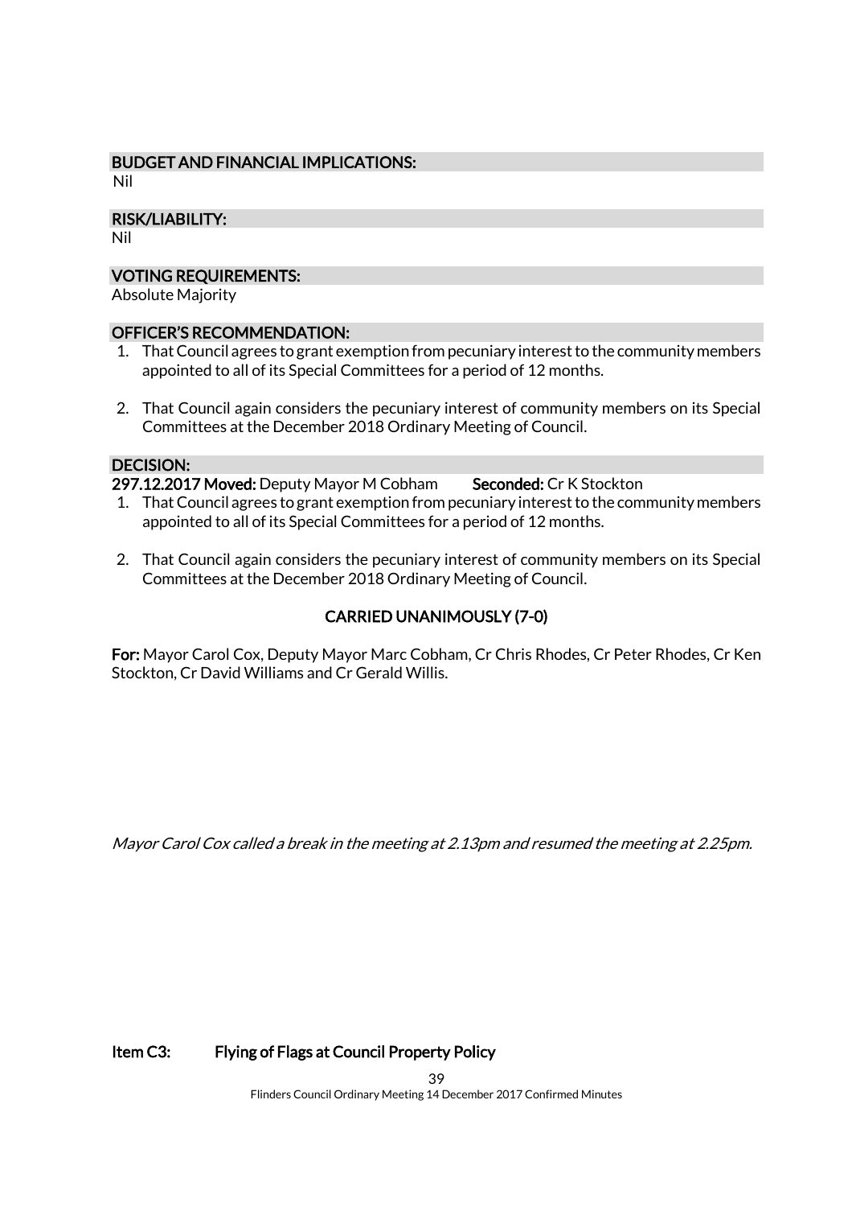### BUDGET AND FINANCIAL IMPLICATIONS:

Nil

### RISK/LIABILITY:

Nil

### VOTING REQUIREMENTS:

Absolute Majority

### OFFICER'S RECOMMENDATION:

1. That Council agrees to grant exemption from pecuniary interest to the community members appointed to all of its Special Committees for a period of 12 months.

2. That Council again considers the pecuniary interest of community members on its Special Committees at the December 2018 Ordinary Meeting of Council.

### DECISION:

**297.12.2017 Moved:** Deputy Mayor M Cobham **Seconded:** Cr K Stockton

1. That Council agrees to grant exemption from pecuniary interest to the community members appointed to all of its Special Committees for a period of 12 months.

2. That Council again considers the pecuniary interest of community members on its Special Committees at the December 2018 Ordinary Meeting of Council.

**CARRIED UNANIMOUSLY (7-0)**

**For:** Mayor Carol Cox, Deputy Mayor Marc Cobham, Cr Chris Rhodes, Cr Peter Rhodes, Cr Ken Stockton, Cr David Williams and Cr Gerald Willis.

*Mayor Carol Cox called a break in the meeting at 2.13pm and resumed the meeting at 2.25pm.*

## Item C3: Flying of Flags at Council Property Policy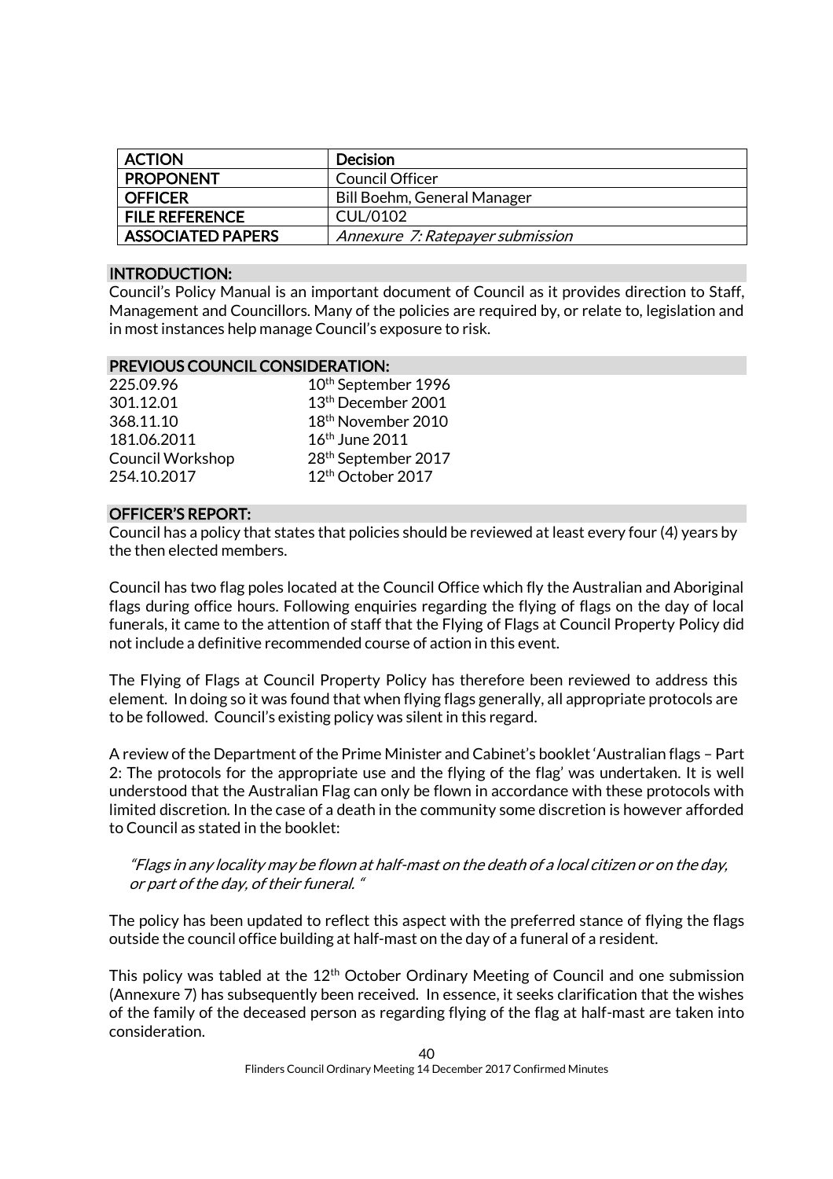| ACTION | Decision |
|---|---|
| PROPONENT | Council Officer |
| OFFICER | Bill Boehm, General Manager |
| FILE REFERENCE | CUL/0102 |
| ASSOCIATED PAPERS | *Annexure 7: Ratepayer submission* |

## INTRODUCTION:

Council's Policy Manual is an important document of Council as it provides direction to Staff, Management and Councillors. Many of the policies are required by, or relate to, legislation and in most instances help manage Council's exposure to risk.

## PREVIOUS COUNCIL CONSIDERATION:

| | |
|---|---|
| 225.09.96 | 10th September 1996 |
| 301.12.01 | 13th December 2001 |
| 368.11.10 | 18th November 2010 |
| 181.06.2011 | 16th June 2011 |
| Council Workshop | 28th September 2017 |
| 254.10.2017 | 12th October 2017 |

## OFFICER'S REPORT:

Council has a policy that states that policies should be reviewed at least every four (4) years by the then elected members.

Council has two flag poles located at the Council Office which fly the Australian and Aboriginal flags during office hours. Following enquiries regarding the flying of flags on the day of local funerals, it came to the attention of staff that the Flying of Flags at Council Property Policy did not include a definitive recommended course of action in this event.

The Flying of Flags at Council Property Policy has therefore been reviewed to address this element. In doing so it was found that when flying flags generally, all appropriate protocols are to be followed. Council's existing policy was silent in this regard.

A review of the Department of the Prime Minister and Cabinet's booklet 'Australian flags – Part 2: The protocols for the appropriate use and the flying of the flag' was undertaken. It is well understood that the Australian Flag can only be flown in accordance with these protocols with limited discretion. In the case of a death in the community some discretion is however afforded to Council as stated in the booklet:

> *"Flags in any locality may be flown at half-mast on the death of a local citizen or on the day, or part of the day, of their funeral. "*

The policy has been updated to reflect this aspect with the preferred stance of flying the flags outside the council office building at half-mast on the day of a funeral of a resident.

This policy was tabled at the 12th October Ordinary Meeting of Council and one submission (Annexure 7) has subsequently been received. In essence, it seeks clarification that the wishes of the family of the deceased person as regarding flying of the flag at half-mast are taken into consideration.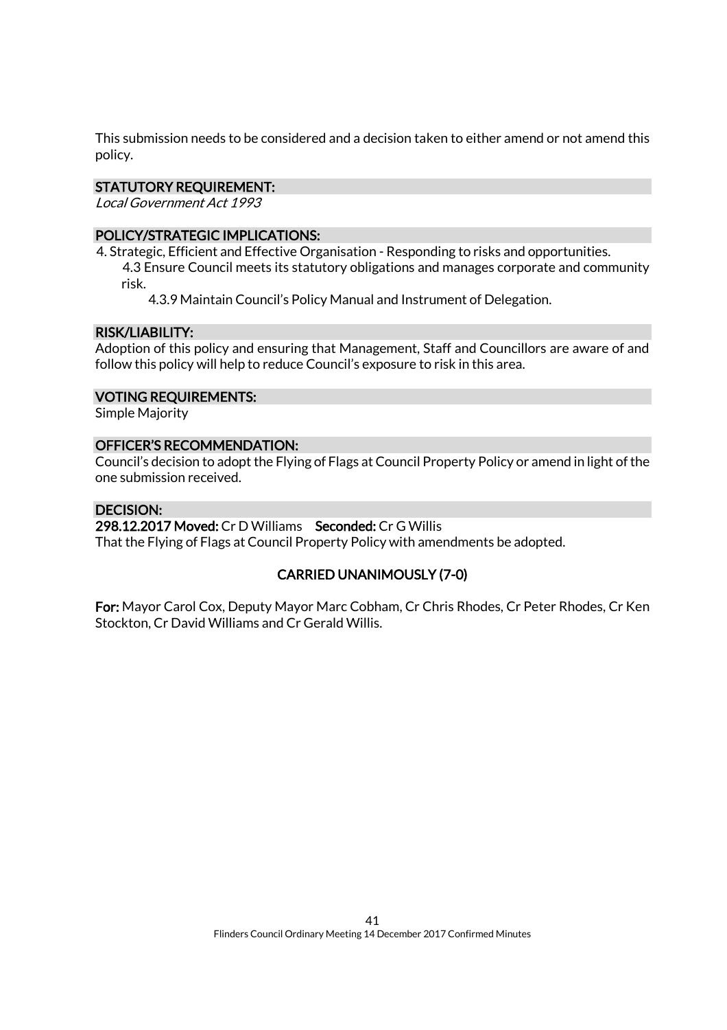This submission needs to be considered and a decision taken to either amend or not amend this policy.

### STATUTORY REQUIREMENT:

*Local Government Act 1993*

### POLICY/STRATEGIC IMPLICATIONS:

4. Strategic, Efficient and Effective Organisation - Responding to risks and opportunities.
   - 4.3 Ensure Council meets its statutory obligations and manages corporate and community risk.
     - 4.3.9 Maintain Council's Policy Manual and Instrument of Delegation.

### RISK/LIABILITY:

Adoption of this policy and ensuring that Management, Staff and Councillors are aware of and follow this policy will help to reduce Council's exposure to risk in this area.

### VOTING REQUIREMENTS:

Simple Majority

### OFFICER'S RECOMMENDATION:

Council's decision to adopt the Flying of Flags at Council Property Policy or amend in light of the one submission received.

### DECISION:

**298.12.2017 Moved:** Cr D Williams **Seconded:** Cr G Willis

That the Flying of Flags at Council Property Policy with amendments be adopted.

**CARRIED UNANIMOUSLY (7-0)**

**For:** Mayor Carol Cox, Deputy Mayor Marc Cobham, Cr Chris Rhodes, Cr Peter Rhodes, Cr Ken Stockton, Cr David Williams and Cr Gerald Willis.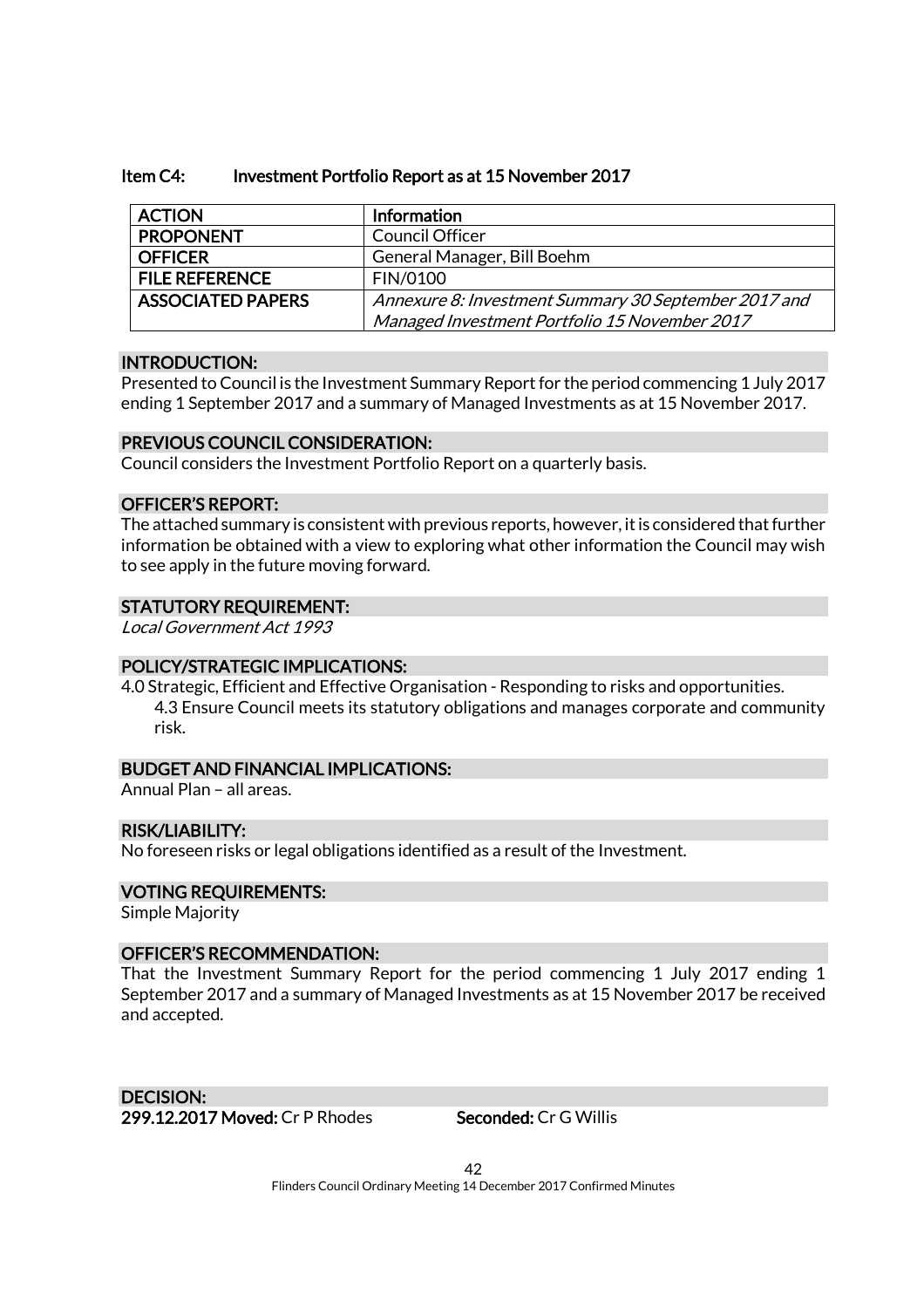### Item C4: Investment Portfolio Report as at 15 November 2017

| ACTION | Information |
|---|---|
| PROPONENT | Council Officer |
| OFFICER | General Manager, Bill Boehm |
| FILE REFERENCE | FIN/0100 |
| ASSOCIATED PAPERS | *Annexure 8: Investment Summary 30 September 2017 and Managed Investment Portfolio 15 November 2017* |

**INTRODUCTION:**

Presented to Council is the Investment Summary Report for the period commencing 1 July 2017 ending 1 September 2017 and a summary of Managed Investments as at 15 November 2017.

**PREVIOUS COUNCIL CONSIDERATION:**

Council considers the Investment Portfolio Report on a quarterly basis.

**OFFICER'S REPORT:**

The attached summary is consistent with previous reports, however, it is considered that further information be obtained with a view to exploring what other information the Council may wish to see apply in the future moving forward.

**STATUTORY REQUIREMENT:**

*Local Government Act 1993*

**POLICY/STRATEGIC IMPLICATIONS:**

4.0 Strategic, Efficient and Effective Organisation - Responding to risks and opportunities.

4.3 Ensure Council meets its statutory obligations and manages corporate and community risk.

**BUDGET AND FINANCIAL IMPLICATIONS:**

Annual Plan – all areas.

**RISK/LIABILITY:**

No foreseen risks or legal obligations identified as a result of the Investment.

**VOTING REQUIREMENTS:**

Simple Majority

**OFFICER'S RECOMMENDATION:**

That the Investment Summary Report for the period commencing 1 July 2017 ending 1 September 2017 and a summary of Managed Investments as at 15 November 2017 be received and accepted.

**DECISION:**

**299.12.2017 Moved:** Cr P Rhodes **Seconded:** Cr G Willis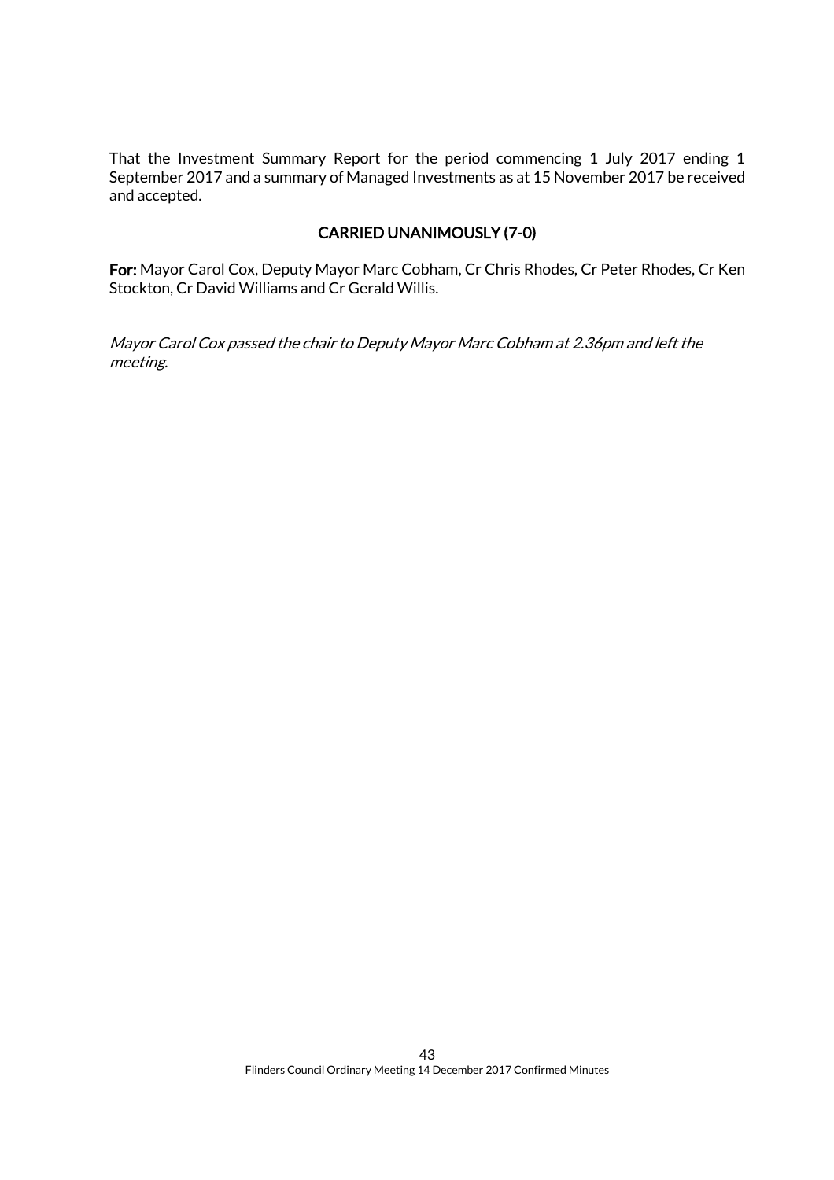That the Investment Summary Report for the period commencing 1 July 2017 ending 1 September 2017 and a summary of Managed Investments as at 15 November 2017 be received and accepted.

**CARRIED UNANIMOUSLY (7-0)**

**For:** Mayor Carol Cox, Deputy Mayor Marc Cobham, Cr Chris Rhodes, Cr Peter Rhodes, Cr Ken Stockton, Cr David Williams and Cr Gerald Willis.

*Mayor Carol Cox passed the chair to Deputy Mayor Marc Cobham at 2.36pm and left the meeting.*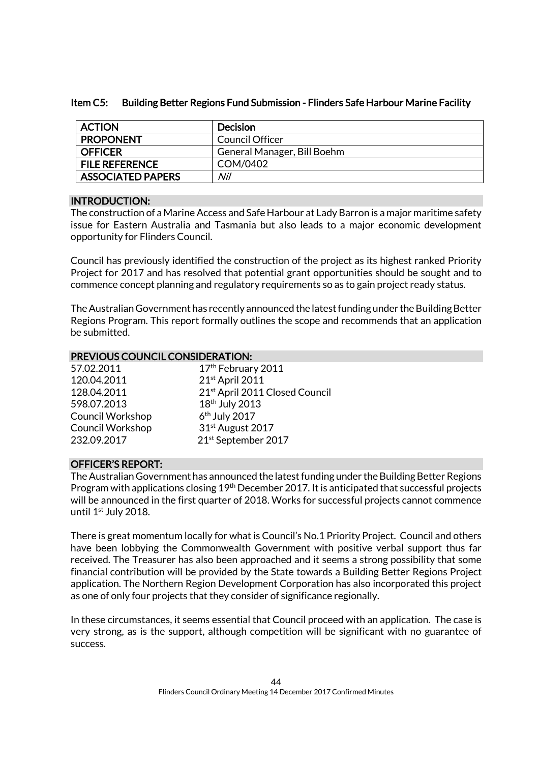### Item C5: Building Better Regions Fund Submission - Flinders Safe Harbour Marine Facility

| ACTION | Decision |
|---|---|
| PROPONENT | Council Officer |
| OFFICER | General Manager, Bill Boehm |
| FILE REFERENCE | COM/0402 |
| ASSOCIATED PAPERS | *Nil* |

**INTRODUCTION:**

The construction of a Marine Access and Safe Harbour at Lady Barron is a major maritime safety issue for Eastern Australia and Tasmania but also leads to a major economic development opportunity for Flinders Council.

Council has previously identified the construction of the project as its highest ranked Priority Project for 2017 and has resolved that potential grant opportunities should be sought and to commence concept planning and regulatory requirements so as to gain project ready status.

The Australian Government has recently announced the latest funding under the Building Better Regions Program. This report formally outlines the scope and recommends that an application be submitted.

**PREVIOUS COUNCIL CONSIDERATION:**

| | |
|---|---|
| 57.02.2011 | 17th February 2011 |
| 120.04.2011 | 21st April 2011 |
| 128.04.2011 | 21st April 2011 Closed Council |
| 598.07.2013 | 18th July 2013 |
| Council Workshop | 6th July 2017 |
| Council Workshop | 31st August 2017 |
| 232.09.2017 | 21st September 2017 |

**OFFICER'S REPORT:**

The Australian Government has announced the latest funding under the Building Better Regions Program with applications closing 19th December 2017. It is anticipated that successful projects will be announced in the first quarter of 2018. Works for successful projects cannot commence until 1st July 2018.

There is great momentum locally for what is Council's No.1 Priority Project. Council and others have been lobbying the Commonwealth Government with positive verbal support thus far received. The Treasurer has also been approached and it seems a strong possibility that some financial contribution will be provided by the State towards a Building Better Regions Project application. The Northern Region Development Corporation has also incorporated this project as one of only four projects that they consider of significance regionally.

In these circumstances, it seems essential that Council proceed with an application. The case is very strong, as is the support, although competition will be significant with no guarantee of success.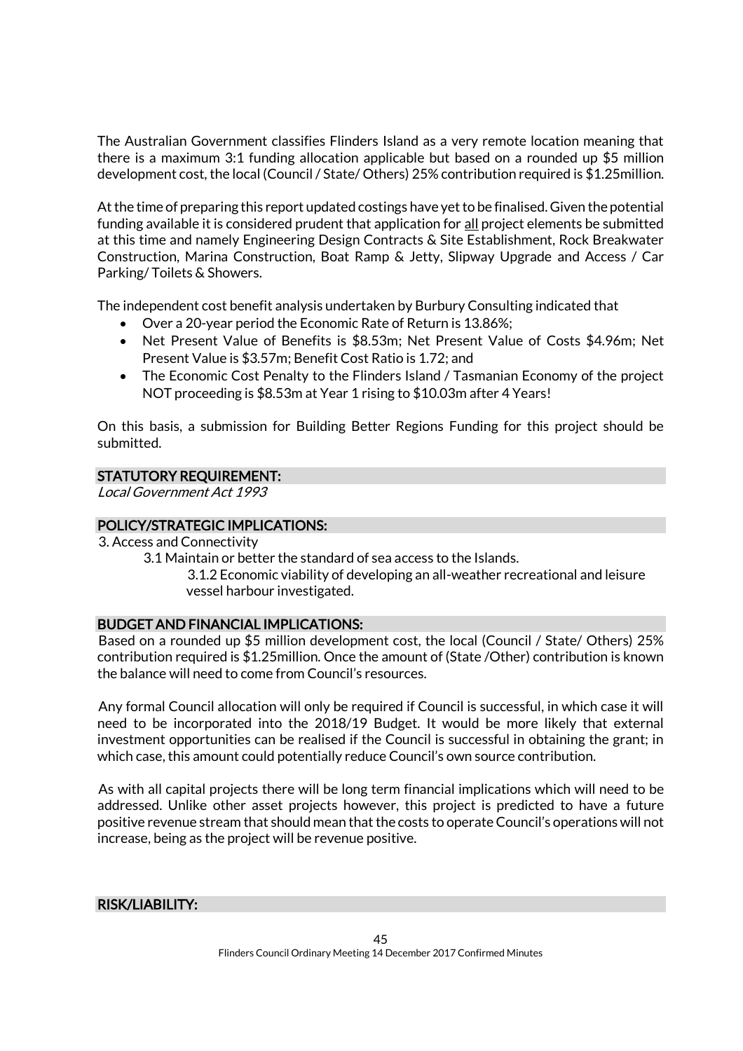The Australian Government classifies Flinders Island as a very remote location meaning that there is a maximum 3:1 funding allocation applicable but based on a rounded up $5 million development cost, the local (Council / State/ Others) 25% contribution required is $1.25million.

At the time of preparing this report updated costings have yet to be finalised. Given the potential funding available it is considered prudent that application for all project elements be submitted at this time and namely Engineering Design Contracts & Site Establishment, Rock Breakwater Construction, Marina Construction, Boat Ramp & Jetty, Slipway Upgrade and Access / Car Parking/ Toilets & Showers.

The independent cost benefit analysis undertaken by Burbury Consulting indicated that

- Over a 20-year period the Economic Rate of Return is 13.86%;
- Net Present Value of Benefits is $8.53m; Net Present Value of Costs $4.96m; Net Present Value is $3.57m; Benefit Cost Ratio is 1.72; and
- The Economic Cost Penalty to the Flinders Island / Tasmanian Economy of the project NOT proceeding is $8.53m at Year 1 rising to $10.03m after 4 Years!

On this basis, a submission for Building Better Regions Funding for this project should be submitted.

## STATUTORY REQUIREMENT:

*Local Government Act 1993*

## POLICY/STRATEGIC IMPLICATIONS:

3. Access and Connectivity
   - 3.1 Maintain or better the standard of sea access to the Islands.
     - 3.1.2 Economic viability of developing an all-weather recreational and leisure vessel harbour investigated.

## BUDGET AND FINANCIAL IMPLICATIONS:

Based on a rounded up $5 million development cost, the local (Council / State/ Others) 25% contribution required is $1.25million. Once the amount of (State /Other) contribution is known the balance will need to come from Council's resources.

Any formal Council allocation will only be required if Council is successful, in which case it will need to be incorporated into the 2018/19 Budget. It would be more likely that external investment opportunities can be realised if the Council is successful in obtaining the grant; in which case, this amount could potentially reduce Council's own source contribution.

As with all capital projects there will be long term financial implications which will need to be addressed. Unlike other asset projects however, this project is predicted to have a future positive revenue stream that should mean that the costs to operate Council's operations will not increase, being as the project will be revenue positive.

## RISK/LIABILITY: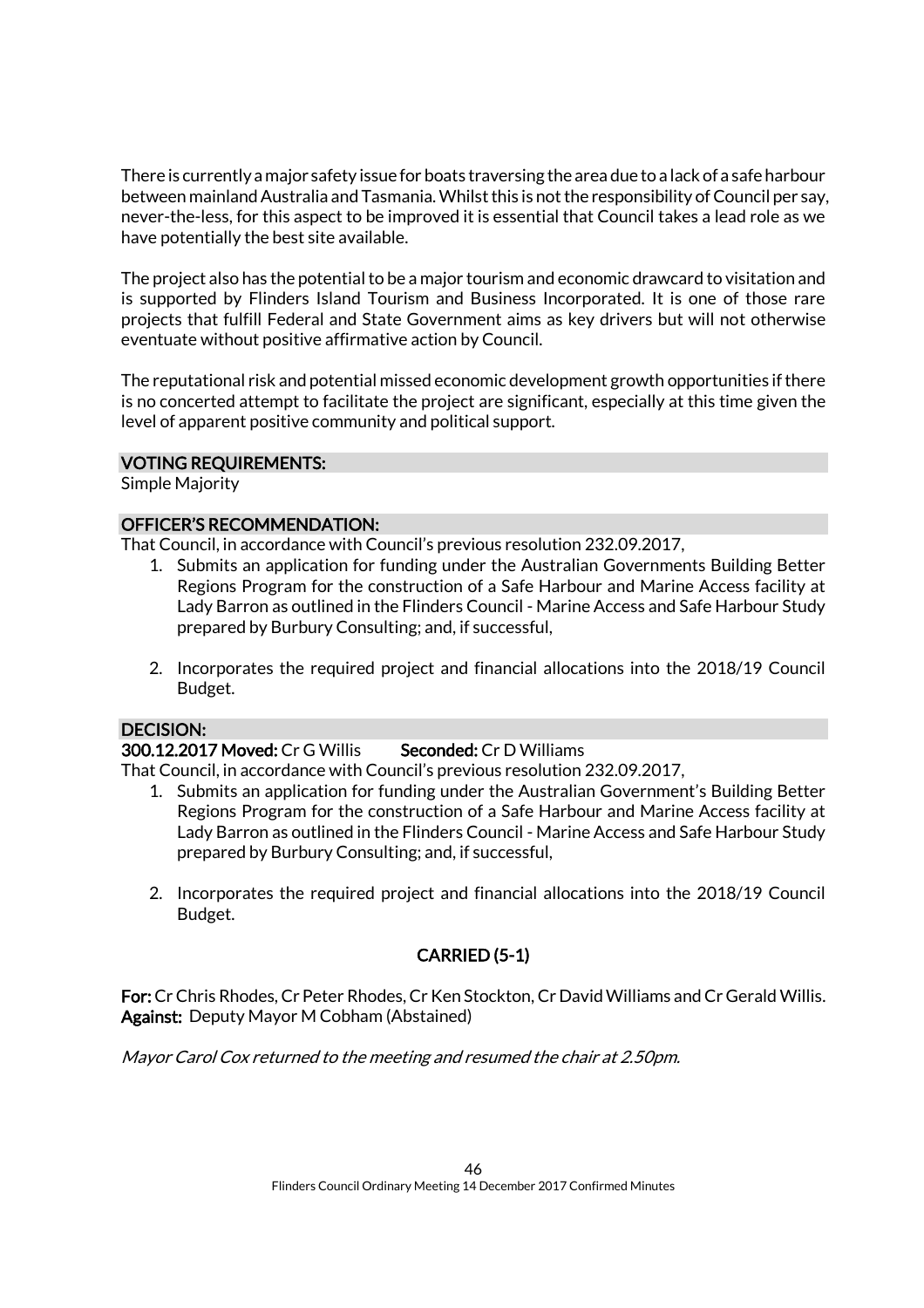There is currently a major safety issue for boats traversing the area due to a lack of a safe harbour between mainland Australia and Tasmania. Whilst this is not the responsibility of Council per say, never-the-less, for this aspect to be improved it is essential that Council takes a lead role as we have potentially the best site available.

The project also has the potential to be a major tourism and economic drawcard to visitation and is supported by Flinders Island Tourism and Business Incorporated. It is one of those rare projects that fulfill Federal and State Government aims as key drivers but will not otherwise eventuate without positive affirmative action by Council.

The reputational risk and potential missed economic development growth opportunities if there is no concerted attempt to facilitate the project are significant, especially at this time given the level of apparent positive community and political support.

### VOTING REQUIREMENTS:

Simple Majority

### OFFICER'S RECOMMENDATION:

That Council, in accordance with Council's previous resolution 232.09.2017,

1. Submits an application for funding under the Australian Governments Building Better Regions Program for the construction of a Safe Harbour and Marine Access facility at Lady Barron as outlined in the Flinders Council - Marine Access and Safe Harbour Study prepared by Burbury Consulting; and, if successful,

2. Incorporates the required project and financial allocations into the 2018/19 Council Budget.

### DECISION:

**300.12.2017 Moved:** Cr G Willis **Seconded:** Cr D Williams

That Council, in accordance with Council's previous resolution 232.09.2017,

1. Submits an application for funding under the Australian Government's Building Better Regions Program for the construction of a Safe Harbour and Marine Access facility at Lady Barron as outlined in the Flinders Council - Marine Access and Safe Harbour Study prepared by Burbury Consulting; and, if successful,

2. Incorporates the required project and financial allocations into the 2018/19 Council Budget.

**CARRIED (5-1)**

**For:** Cr Chris Rhodes, Cr Peter Rhodes, Cr Ken Stockton, Cr David Williams and Cr Gerald Willis.
**Against:** Deputy Mayor M Cobham (Abstained)

*Mayor Carol Cox returned to the meeting and resumed the chair at 2.50pm.*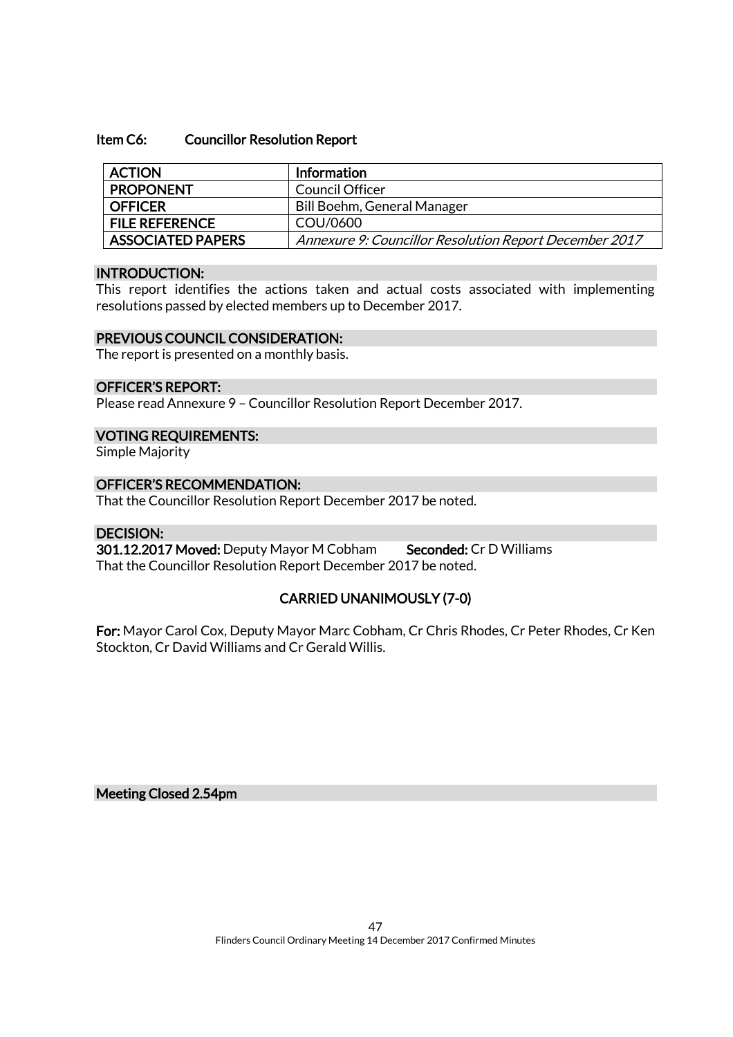### Item C6: Councillor Resolution Report

| | |
|---|---|
| **ACTION** | **Information** |
| **PROPONENT** | Council Officer |
| **OFFICER** | Bill Boehm, General Manager |
| **FILE REFERENCE** | COU/0600 |
| **ASSOCIATED PAPERS** | *Annexure 9: Councillor Resolution Report December 2017* |

**INTRODUCTION:**

This report identifies the actions taken and actual costs associated with implementing resolutions passed by elected members up to December 2017.

**PREVIOUS COUNCIL CONSIDERATION:**

The report is presented on a monthly basis.

**OFFICER'S REPORT:**

Please read Annexure 9 – Councillor Resolution Report December 2017.

**VOTING REQUIREMENTS:**

Simple Majority

**OFFICER'S RECOMMENDATION:**

That the Councillor Resolution Report December 2017 be noted.

**DECISION:**

**301.12.2017 Moved:** Deputy Mayor M Cobham **Seconded:** Cr D Williams

That the Councillor Resolution Report December 2017 be noted.

**CARRIED UNANIMOUSLY (7-0)**

**For:** Mayor Carol Cox, Deputy Mayor Marc Cobham, Cr Chris Rhodes, Cr Peter Rhodes, Cr Ken Stockton, Cr David Williams and Cr Gerald Willis.

**Meeting Closed 2.54pm**